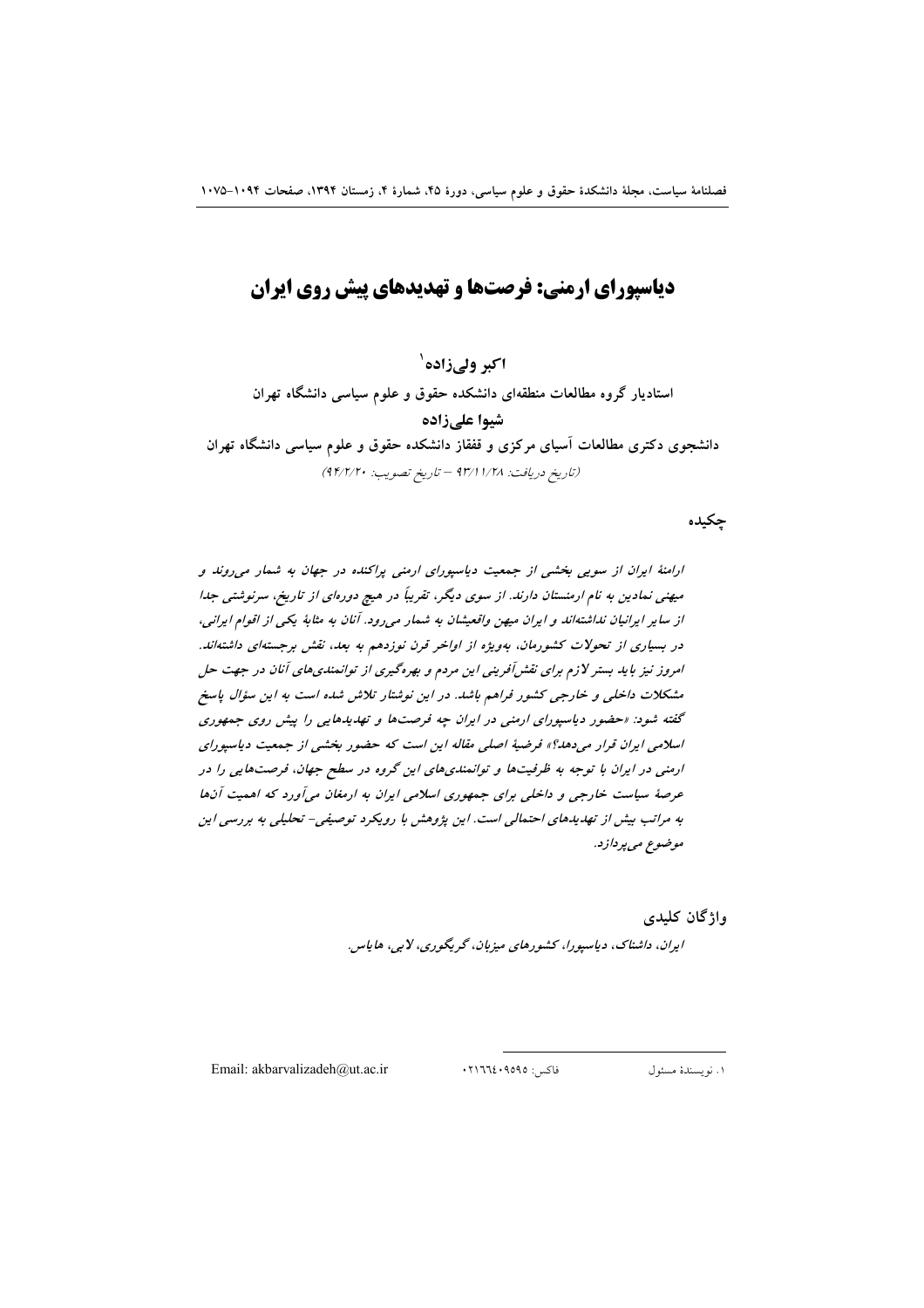# دیاسپورای ارمنی: فرصت‌ها و تهدیدهای پیش روی ایران

**اکبر ولی‌زاده**[1]

**استادیار گروه مطالعات منطقه‌ای دانشکده حقوق و علوم سیاسی دانشگاه تهران**

**شیوا علی‌زاده**

**دانشجوی دکتری مطالعات آسیای مرکزی و قفقاز دانشکده حقوق و علوم سیاسی دانشگاه تهران**

*(تاریخ دریافت: ۹۳/۱۱/۲۸ – تاریخ تصویب: ۹۴/۲/۲۰)*

## چکیده

*ارامنهٔ ایران از سویی بخشی از جمعیت دیاسپورای ارمنی پراکنده در جهان به شمار می‌روند و میهنی نمادین به نام ارمنستان دارند. از سوی دیگر، تقریباً در هیچ دوره‌ای از تاریخ، سرنوشتی جدا از سایر ایرانیان نداشته‌اند و ایران میهن واقعیشان به شمار می‌رود. آنان به مثابهٔ یکی از اقوام ایرانی، در بسیاری از تحولات کشورمان، به‌ویژه از اواخر قرن نوزدهم به بعد، نقش برجسته‌ای داشته‌اند. امروز نیز باید بستر لازم برای نقش‌آفرینی این مردم و بهره‌گیری از توانمندی‌های آنان در جهت حل مشکلات داخلی و خارجی کشور فراهم باشد. در این نوشتار تلاش شده است به این سؤال پاسخ گفته شود: «حضور دیاسپورای ارمنی در ایران چه فرصت‌ها و تهدیدهایی را پیش روی جمهوری اسلامی ایران قرار می‌دهد؟» فرضیهٔ اصلی مقاله این است که حضور بخشی از جمعیت دیاسپورای ارمنی در ایران با توجه به ظرفیت‌ها و توانمندی‌های این گروه در سطح جهان، فرصت‌هایی را در عرصهٔ سیاست خارجی و داخلی برای جمهوری اسلامی ایران به ارمغان می‌آورد که اهمیت آن‌ها به مراتب بیش از تهدیدهای احتمالی است. این پژوهش با رویکرد توصیفی- تحلیلی به بررسی این موضوع می‌پردازد.*

## واژگان کلیدی

*ایران، داشناک، دیاسپورا، کشورهای میزبان، گریگوری، لابی، هایاس.*

---

[1] نویسندهٔ مسئول    فاکس: ۰۲۱۶۶۴۰۹۵۹۵    Email: akbarvalizadeh@ut.ac.ir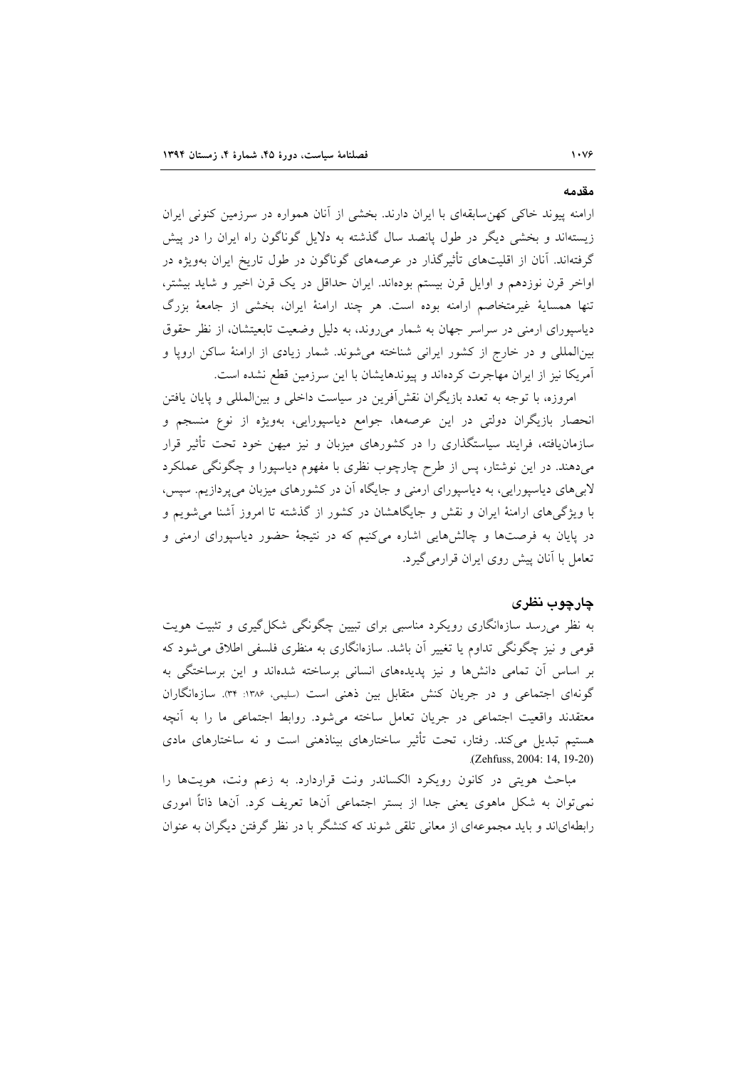## مقدمه

ارامنه پیوند خاکی کهن‌سابقه‌ای با ایران دارند. بخشی از آنان همواره در سرزمین کنونی ایران زیسته‌اند و بخشی دیگر در طول پانصد سال گذشته به دلایل گوناگون راه ایران را در پیش گرفته‌اند. آنان از اقلیت‌های تأثیرگذار در عرصه‌های گوناگون در طول تاریخ ایران به‌ویژه در اواخر قرن نوزدهم و اوایل قرن بیستم بوده‌اند. ایران حداقل در یک قرن اخیر و شاید بیشتر، تنها همسایهٔ غیرمتخاصم ارامنه بوده است. هر چند ارامنهٔ ایران، بخشی از جامعهٔ بزرگ دیاسپورای ارمنی در سراسر جهان به شمار می‌روند، به دلیل وضعیت تابعیتشان، از نظر حقوق بین‌المللی و در خارج از کشور ایرانی شناخته می‌شوند. شمار زیادی از ارامنهٔ ساکن اروپا و آمریکا نیز از ایران مهاجرت کرده‌اند و پیوندهایشان با این سرزمین قطع نشده است.

امروزه، با توجه به تعدد بازیگران نقش‌آفرین در سیاست داخلی و بین‌المللی و پایان یافتن انحصار بازیگران دولتی در این عرصه‌ها، جوامع دیاسپورایی، به‌ویژه از نوع منسجم و سازمان‌یافته، فرایند سیاستگذاری را در کشورهای میزبان و نیز میهن خود تحت تأثیر قرار می‌دهند. در این نوشتار، پس از طرح چارچوب نظری با مفهوم دیاسپورا و چگونگی عملکرد لابی‌های دیاسپورایی، به دیاسپورای ارمنی و جایگاه آن در کشورهای میزبان می‌پردازیم. سپس، با ویژگی‌های ارامنهٔ ایران و نقش و جایگاهشان در کشور از گذشته تا امروز آشنا می‌شویم و در پایان به فرصت‌ها و چالش‌هایی اشاره می‌کنیم که در نتیجهٔ حضور دیاسپورای ارمنی و تعامل با آنان پیش روی ایران قرارمی‌گیرد.

## چارچوب نظری

به نظر می‌رسد سازه‌انگاری رویکرد مناسبی برای تبیین چگونگی شکل‌گیری و تثبیت هویت قومی و نیز چگونگی تداوم یا تغییر آن باشد. سازه‌انگاری به منظری فلسفی اطلاق می‌شود که بر اساس آن تمامی دانش‌ها و نیز پدیده‌های انسانی برساخته شده‌اند و این برساختگی به گونه‌ای اجتماعی و در جریان کنش متقابل بین ذهنی است (سلیمی، ۱۳۸۶: ۳۴). سازه‌انگاران معتقدند واقعیت اجتماعی در جریان تعامل ساخته می‌شود. روابط اجتماعی ما را به آنچه هستیم تبدیل می‌کند. رفتار، تحت تأثیر ساختارهای بیناذهنی است و نه ساختارهای مادی (Zehfuss, 2004: 14, 19-20).

مباحث هویتی در کانون رویکرد الکساندر ونت قراردارد. به زعم ونت، هویت‌ها را نمی‌توان به شکل ماهوی یعنی جدا از بستر اجتماعی آنها تعریف کرد. آنها ذاتاً اموری رابطه‌ای‌اند و باید مجموعه‌ای از معانی تلقی شوند که کنشگر با در نظر گرفتن دیگران به عنوان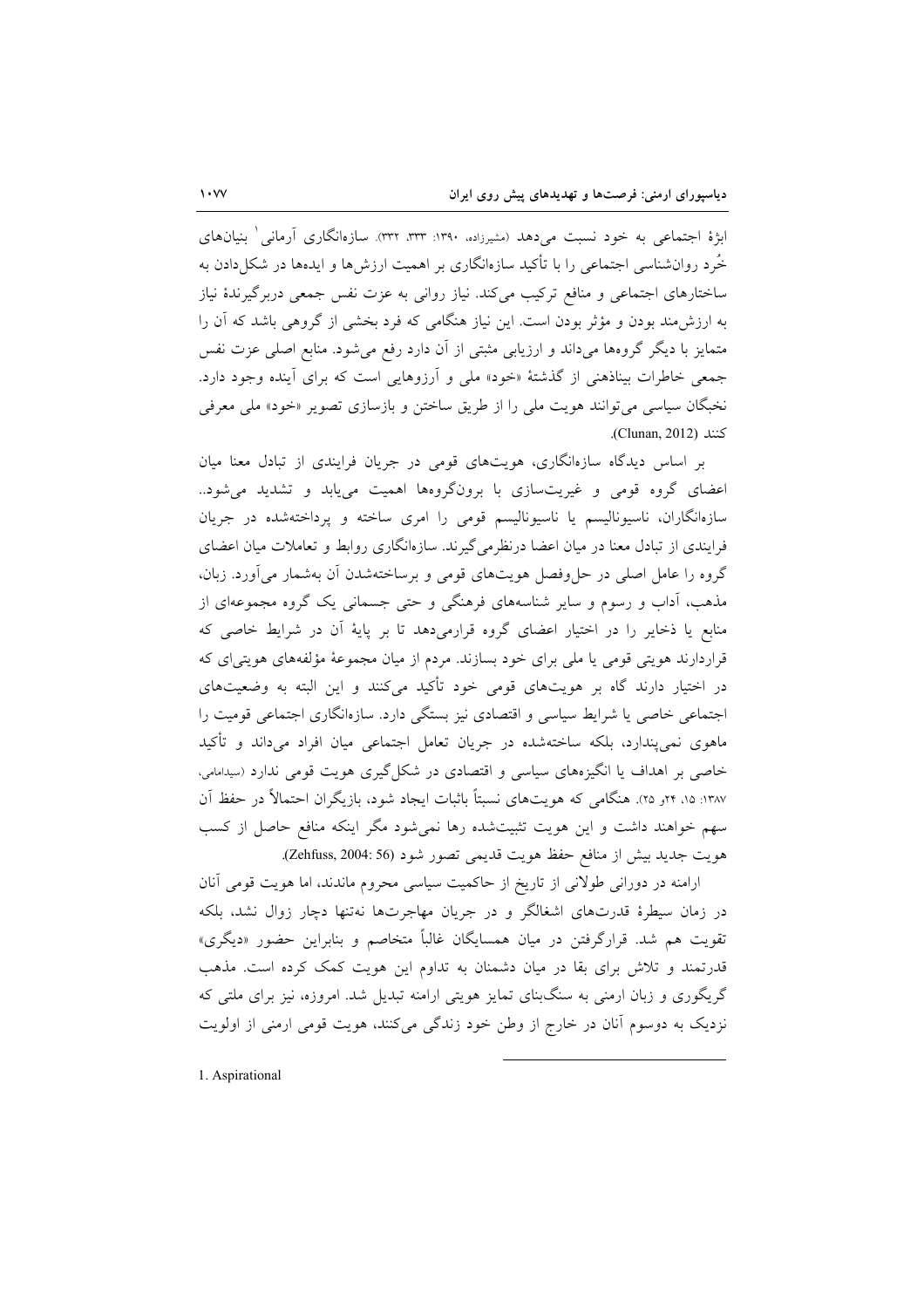ابژهٔ اجتماعی به خود نسبت می‌دهد (مشیرزاده، ۱۳۹۰: ۳۳۳، ۳۳۲). سازه‌انگاری آرمانی[1] بنیان‌های خُرد روان‌شناسی اجتماعی را با تأکید سازه‌انگاری بر اهمیت ارزش‌ها و ایده‌ها در شکل‌دادن به ساختارهای اجتماعی و منافع ترکیب می‌کند. نیاز روانی به عزت نفس جمعی دربرگیرندهٔ نیاز به ارزش‌مند بودن و مؤثر بودن است. این نیاز هنگامی که فرد بخشی از گروهی باشد که آن را متمایز با دیگر گروه‌ها می‌داند و ارزیابی مثبتی از آن دارد رفع می‌شود. منابع اصلی عزت نفس جمعی خاطرات بیناذهنی از گذشتهٔ «خود» ملی و آرزوهایی است که برای آینده وجود دارد. نخبگان سیاسی می‌توانند هویت ملی را از طریق ساختن و بازسازی تصویر «خود» ملی معرفی کنند (Clunan, 2012).

بر اساس دیدگاه سازه‌انگاری، هویت‌های قومی در جریان فرایندی از تبادل معنا میان اعضای گروه قومی و غیریت‌سازی با برون‌گروه‌ها اهمیت می‌یابد و تشدید می‌شود.. سازه‌انگاران، ناسیونالیسم یا ناسیونالیسم قومی را امری ساخته و پرداخته‌شده در جریان فرایندی از تبادل معنا در میان اعضا درنظرمی‌گیرند. سازه‌انگاری روابط و تعاملات میان اعضای گروه را عامل اصلی در حل‌وفصل هویت‌های قومی و برساخته‌شدن آن به‌شمار می‌آورد. زبان، مذهب، آداب و رسوم و سایر شناسه‌های فرهنگی و حتی جسمانی یک گروه مجموعه‌ای از منابع یا ذخایر را در اختیار اعضای گروه قرارمی‌دهد تا بر پایهٔ آن در شرایط خاصی که قراردارند هویتی قومی یا ملی برای خود بسازند. مردم از میان مجموعهٔ مؤلفه‌های هویتی‌ای که در اختیار دارند گاه بر هویت‌های قومی خود تأکید می‌کنند و این البته به وضعیت‌های اجتماعی خاصی یا شرایط سیاسی و اقتصادی نیز بستگی دارد. سازه‌انگاری اجتماعی قومیت را ماهوی نمی‌پندارد، بلکه ساخته‌شده در جریان تعامل اجتماعی میان افراد می‌داند و تأکید خاصی بر اهداف یا انگیزه‌های سیاسی و اقتصادی در شکل‌گیری هویت قومی ندارد (سیدامامی، ۱۳۸۷: ۱۵، ۲۴و ۲۵). هنگامی که هویت‌های نسبتاً باثبات ایجاد شود، بازیگران احتمالاً در حفظ آن سهم خواهند داشت و این هویت تثبیت‌شده رها نمی‌شود مگر اینکه منافع حاصل از کسب هویت جدید بیش از منافع حفظ هویت قدیمی تصور شود (Zehfuss, 2004: 56).

ارامنه در دورانی طولانی از تاریخ از حاکمیت سیاسی محروم ماندند، اما هویت قومی آنان در زمان سیطرهٔ قدرت‌های اشغالگر و در جریان مهاجرت‌ها نه‌تنها دچار زوال نشد، بلکه تقویت هم شد. قرارگرفتن در میان همسایگان غالباً متخاصم و بنابراین حضور «دیگری» قدرتمند و تلاش برای بقا در میان دشمنان به تداوم این هویت کمک کرده است. مذهب گریگوری و زبان ارمنی به سنگ‌بنای تمایز هویتی ارامنه تبدیل شد. امروزه، نیز برای ملتی که نزدیک به دوسوم آنان در خارج از وطن خود زندگی می‌کنند، هویت قومی ارمنی از اولویت

---

1. Aspirational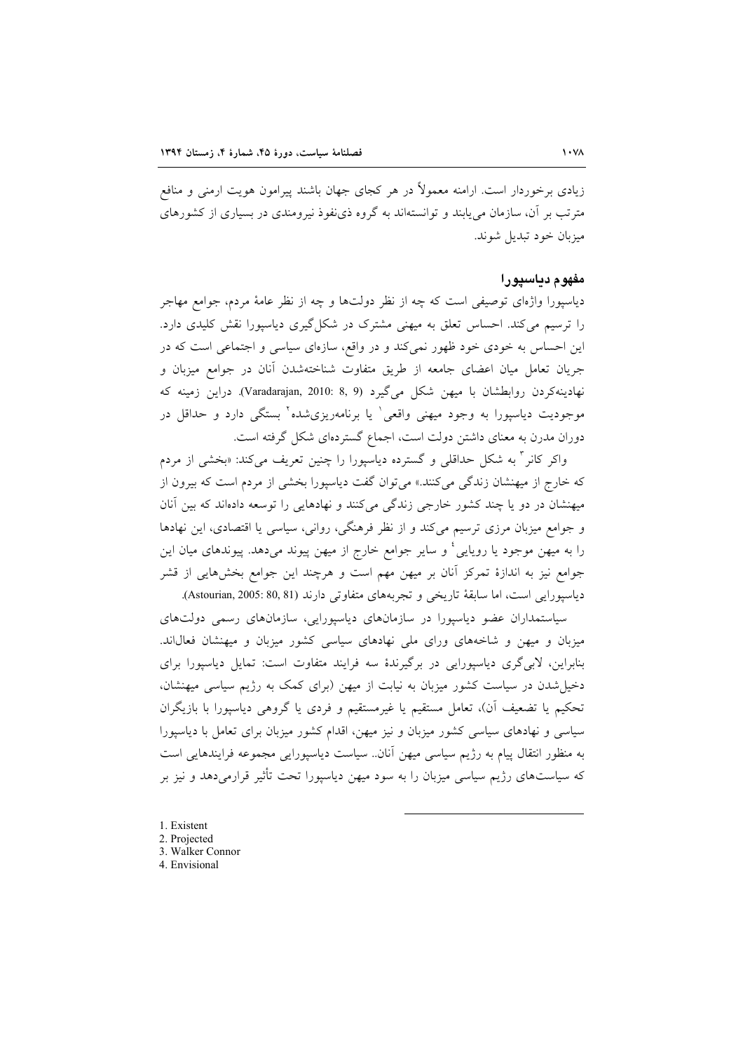زیادی برخوردار است. ارامنه معمولاً در هر کجای جهان باشند پیرامون هویت ارمنی و منافع مترتب بر آن، سازمان می‌یابند و توانسته‌اند به گروه ذی‌نفوذ نیرومندی در بسیاری از کشورهای میزبان خود تبدیل شوند.

### مفهوم دیاسپورا

دیاسپورا واژه‌ای توصیفی است که چه از نظر دولت‌ها و چه از نظر عامهٔ مردم، جوامع مهاجر را ترسیم می‌کند. احساس تعلق به میهنی مشترک در شکل‌گیری دیاسپورا نقش کلیدی دارد. این احساس به خودی خود ظهور نمی‌کند و در واقع، سازه‌ای سیاسی و اجتماعی است که در جریان تعامل میان اعضای جامعه از طریق متفاوت شناخته‌شدن آنان در جوامع میزبان و نهادینه‌کردن روابطشان با میهن شکل می‌گیرد (Varadarajan, 2010: 8, 9). دراین زمینه که موجودیت دیاسپورا به وجود میهنی واقعی[1] یا برنامه‌ریزی‌شده[2] بستگی دارد و حداقل در دوران مدرن به معنای داشتن دولت است، اجماع گسترده‌ای شکل گرفته است.

واکر کانر[3] به شکل حداقلی و گسترده دیاسپورا را چنین تعریف می‌کند: «بخشی از مردم که خارج از میهنشان زندگی می‌کنند.» می‌توان گفت دیاسپورا بخشی از مردم است که بیرون از میهنشان در دو یا چند کشور خارجی زندگی می‌کنند و نهادهایی را توسعه داده‌اند که بین آنان و جوامع میزبان مرزی ترسیم می‌کند و از نظر فرهنگی، روانی، سیاسی یا اقتصادی، این نهادها را به میهن موجود یا رویایی[4] و سایر جوامع خارج از میهن پیوند می‌دهد. پیوندهای میان این جوامع نیز به اندازهٔ تمرکز آنان بر میهن مهم است و هرچند این جوامع بخش‌هایی از قشر دیاسپورایی است، اما سابقهٔ تاریخی و تجربه‌های متفاوتی دارند (Astourian, 2005: 80, 81).

سیاستمداران عضو دیاسپورا در سازمان‌های دیاسپورایی، سازمان‌های رسمی دولت‌های میزبان و میهن و شاخه‌های ورای ملی نهادهای سیاسی کشور میزبان و میهنشان فعال‌اند. بنابراین، لابی‌گری دیاسپورایی در برگیرندهٔ سه فرایند متفاوت است: تمایل دیاسپورا برای دخیل‌شدن در سیاست کشور میزبان به نیابت از میهن (برای کمک به رژیم سیاسی میهنشان، تحکیم یا تضعیف آن)، تعامل مستقیم یا غیرمستقیم و فردی یا گروهی دیاسپورا با بازیگران سیاسی و نهادهای سیاسی کشور میزبان و نیز میهن، اقدام کشور میزبان برای تعامل با دیاسپورا به منظور انتقال پیام به رژیم سیاسی میهن آنان.. سیاست دیاسپورایی مجموعه فرایندهایی است که سیاست‌های رژیم سیاسی میزبان را به سود میهن دیاسپورا تحت تأثیر قرارمی‌دهد و نیز بر

---

1. Existent
2. Projected
3. Walker Connor
4. Envisional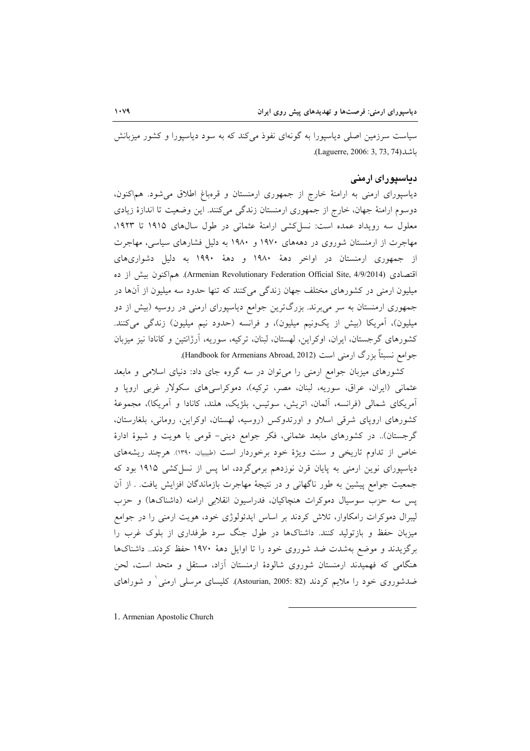سیاست سرزمین اصلی دیاسپورا به گونه‌ای نفوذ می‌کند که به سود دیاسپورا و کشور میزبانش باشد(Laguerre, 2006: 3, 73, 74).

## دیاسپورای ارمنی

دیاسپورای ارمنی به ارامنهٔ خارج از جمهوری ارمنستان و قره‌باغ اطلاق می‌شود. هم‌اکنون، دوسوم ارامنهٔ جهان، خارج از جمهوری ارمنستان زندگی می‌کنند. این وضعیت تا اندازهٔ زیادی معلول سه رویداد عمده است: نسل‌کشی ارامنهٔ عثمانی در طول سال‌های ۱۹۱۵ تا ۱۹۲۳، مهاجرت از ارمنستان شوروی در دهه‌های ۱۹۷۰ و ۱۹۸۰ به دلیل فشارهای سیاسی، مهاجرت از جمهوری ارمنستان در اواخر دههٔ ۱۹۸۰ و دههٔ ۱۹۹۰ به دلیل دشواری‌های اقتصادی (Armenian Revolutionary Federation Official Site, 4/9/2014). هم‌اکنون بیش از ده میلیون ارمنی در کشورهای مختلف جهان زندگی می‌کنند که تنها حدود سه میلیون از آن‌ها در جمهوری ارمنستان به سر می‌برند. بزرگ‌ترین جوامع دیاسپورای ارمنی در روسیه (بیش از دو میلیون)، آمریکا (بیش از یک‌ونیم میلیون)، و فرانسه (حدود نیم میلیون) زندگی می‌کنند. کشورهای گرجستان، ایران، اوکراین، لهستان، لبنان، ترکیه، سوریه، آرژانتین و کانادا نیز میزبان جوامع نسبتاً بزرگ ارمنی است (Handbook for Armenians Abroad, 2012).

کشورهای میزبان جوامع ارمنی را می‌توان در سه گروه جای داد: دنیای اسلامی و مابعد عثمانی (ایران، عراق، سوریه، لبنان، مصر، ترکیه)، دموکراسی‌های سکولار غربی اروپا و آمریکای شمالی (فرانسه، آلمان، اتریش، سوئیس، بلژیک، هلند، کانادا و آمریکا)، مجموعهٔ کشورهای اروپای شرقی اسلاو و اورتدوکس (روسیه، لهستان، اوکراین، رومانی، بلغارستان، گرجستان).. در کشورهای مابعد عثمانی، فکر جوامع دینی- قومی با هویت و شیوهٔ ادارهٔ خاص از تداوم تاریخی و سنت ویژهٔ خود برخوردار است (طبیبیان، ۱۳۹۰). هرچند ریشه‌های دیاسپورای نوین ارمنی به پایان قرن نوزدهم برمی‌گردد، اما پس از نسل‌کشی ۱۹۱۵ بود که جمعیت جوامع پیشین به طور ناگهانی و در نتیجهٔ مهاجرت بازماندگان افزایش یافت. . از آن پس سه حزب سوسیال دموکرات هنچاکیان، فدراسیون انقلابی ارامنه (داشناک‌ها) و حزب لیبرال دموکرات رامکاوار، تلاش کردند بر اساس ایدئولوژی خود، هویت ارمنی را در جوامع میزبان حفظ و بازتولید کنند. داشناک‌ها در طول جنگ سرد طرفداری از بلوک غرب را برگزیدند و موضع به‌شدت ضد شوروی خود را تا اوایل دههٔ ۱۹۷۰ حفظ کردند.. داشناک‌ها هنگامی که فهمیدند ارمنستان شوروی شالودهٔ ارمنستان آزاد، مستقل و متحد است، لحن ضدشوروی خود را ملایم کردند (Astourian, 2005: 82). کلیسای مرسلی ارمنی[1] و شوراهای

---

1. Armenian Apostolic Church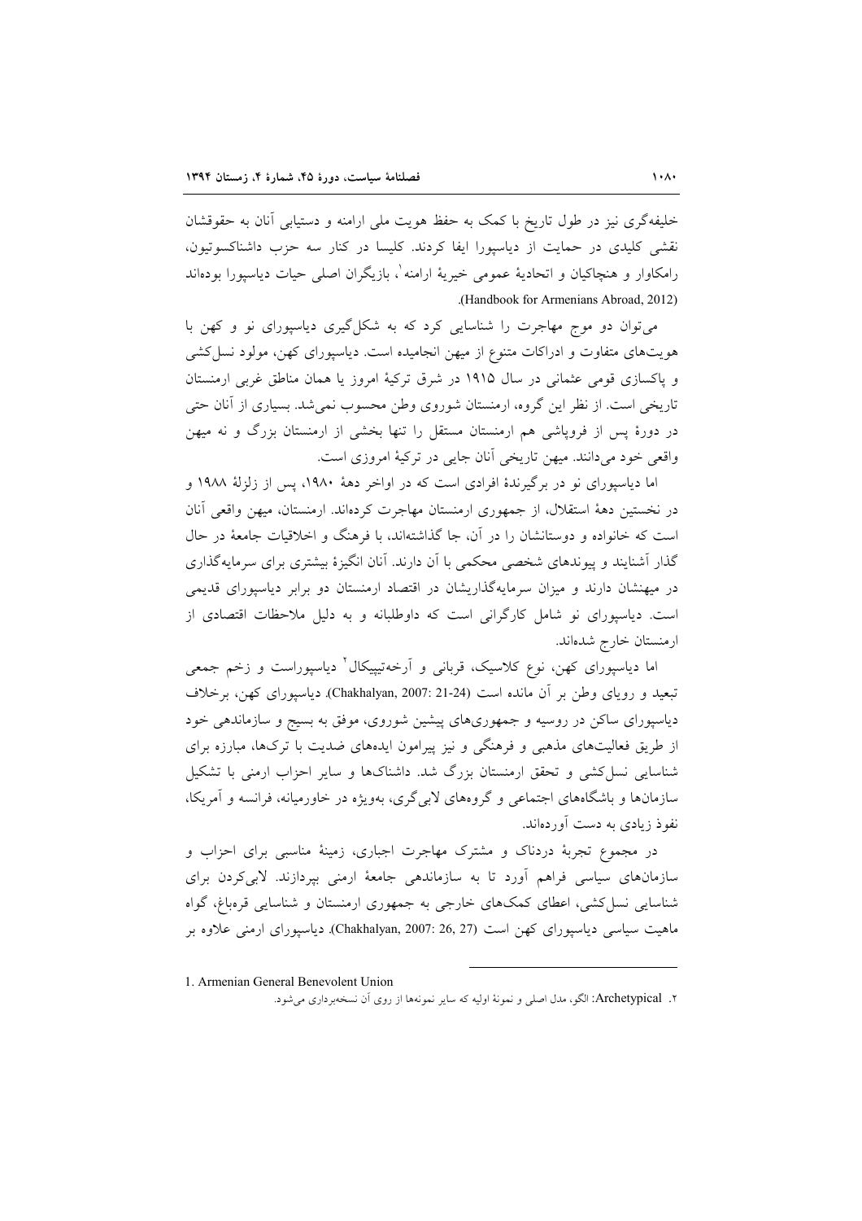خلیفه‌گری نیز در طول تاریخ با کمک به حفظ هویت ملی ارامنه و دستیابی آنان به حقوقشان نقشی کلیدی در حمایت از دیاسپورا ایفا کردند. کلیسا در کنار سه حزب داشناکسوتیون، رامکاوار و هنچاکیان و اتحادیهٔ عمومی خیریهٔ ارامنه[1]، بازیگران اصلی حیات دیاسپورا بوده‌اند (Handbook for Armenians Abroad, 2012).

می‌توان دو موج مهاجرت را شناسایی کرد که به شکل‌گیری دیاسپورای نو و کهن با هویت‌های متفاوت و ادراکات متنوع از میهن انجامیده است. دیاسپورای کهن، مولود نسل‌کشی و پاکسازی قومی عثمانی در سال ۱۹۱۵ در شرق ترکیهٔ امروز یا همان مناطق غربی ارمنستان تاریخی است. از نظر این گروه، ارمنستان شوروی وطن محسوب نمی‌شد. بسیاری از آنان حتی در دورهٔ پس از فروپاشی هم ارمنستان مستقل را تنها بخشی از ارمنستان بزرگ و نه میهن واقعی خود می‌دانند. میهن تاریخی آنان جایی در ترکیهٔ امروزی است.

اما دیاسپورای نو در برگیرندهٔ افرادی است که در اواخر دههٔ ۱۹۸۰، پس از زلزلهٔ ۱۹۸۸ و در نخستین دههٔ استقلال، از جمهوری ارمنستان مهاجرت کرده‌اند. ارمنستان، میهن واقعی آنان است که خانواده و دوستانشان را در آن، جا گذاشته‌اند، با فرهنگ و اخلاقیات جامعهٔ در حال گذار آشنایند و پیوندهای شخصی محکمی با آن دارند. آنان انگیزهٔ بیشتری برای سرمایه‌گذاری در میهنشان دارند و میزان سرمایه‌گذاریشان در اقتصاد ارمنستان دو برابر دیاسپورای قدیمی است. دیاسپورای نو شامل کارگرانی است که داوطلبانه و به دلیل ملاحظات اقتصادی از ارمنستان خارج شده‌اند.

اما دیاسپورای کهن، نوع کلاسیک، قربانی و آرخه‌تیپیکال[2] دیاسپوراست و زخم جمعی تبعید و رویای وطن بر آن مانده است (Chakhalyan, 2007: 21-24). دیاسپورای کهن، برخلاف دیاسپورای ساکن در روسیه و جمهوری‌های پیشین شوروی، موفق به بسیج و سازماندهی خود از طریق فعالیت‌های مذهبی و فرهنگی و نیز پیرامون ایده‌های ضدیت با ترک‌ها، مبارزه برای شناسایی نسل‌کشی و تحقق ارمنستان بزرگ شد. داشناک‌ها و سایر احزاب ارمنی با تشکیل سازمان‌ها و باشگاه‌های اجتماعی و گروه‌های لابی‌گری، به‌ویژه در خاورمیانه، فرانسه و آمریکا، نفوذ زیادی به دست آورده‌اند.

در مجموع تجربهٔ دردناک و مشترک مهاجرت اجباری، زمینهٔ مناسبی برای احزاب و سازمان‌های سیاسی فراهم آورد تا به سازماندهی جامعهٔ ارمنی بپردازند. لابی‌کردن برای شناسایی نسل‌کشی، اعطای کمک‌های خارجی به جمهوری ارمنستان و شناسایی قره‌باغ، گواه ماهیت سیاسی دیاسپورای کهن است (Chakhalyan, 2007: 26, 27). دیاسپورای ارمنی علاوه بر

---

1. Armenian General Benevolent Union

۲. Archetypical: الگو، مدل اصلی و نمونهٔ اولیه که سایر نمونه‌ها از روی آن نسخه‌برداری می‌شود.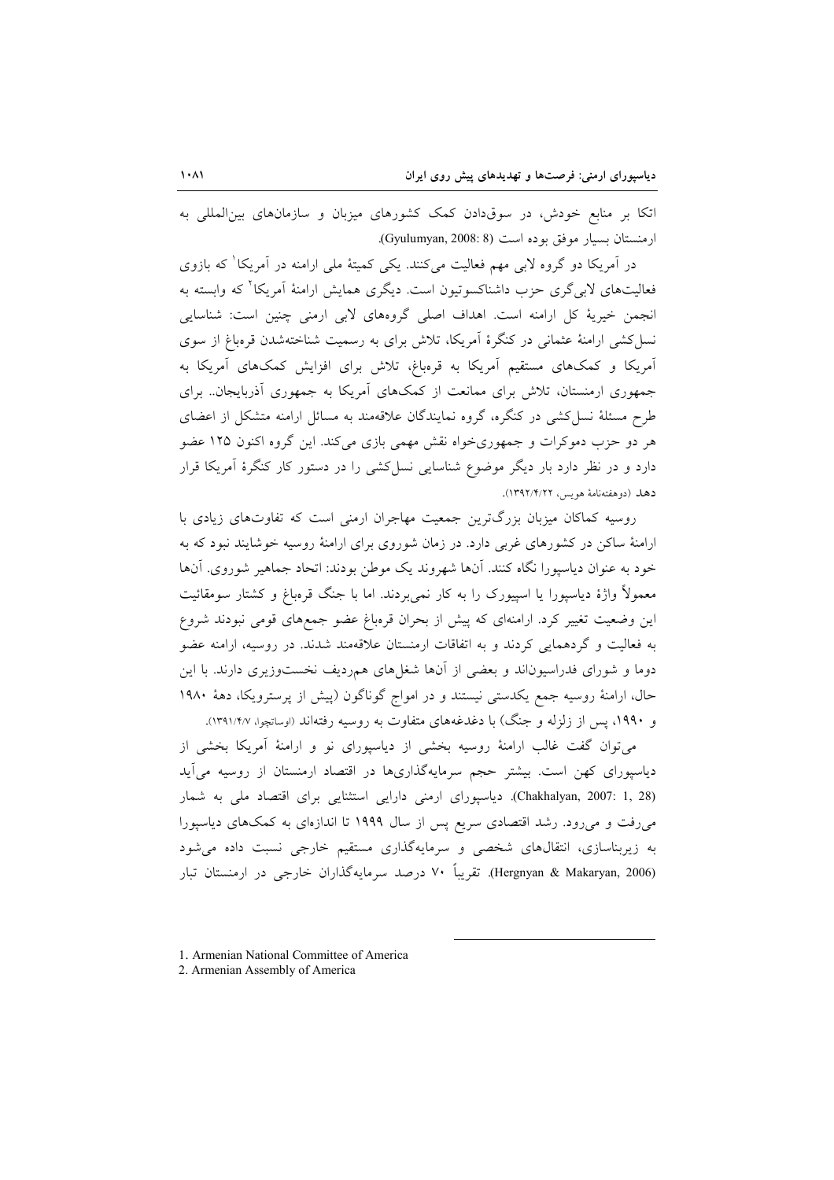اتکا بر منابع خودش، در سوق‌دادن کمک کشورهای میزبان و سازمان‌های بین‌المللی به ارمنستان بسیار موفق بوده است (Gyulumyan, 2008: 8).

در آمریکا دو گروه لابی مهم فعالیت می‌کنند. یکی کمیتهٔ ملی ارامنه در آمریکا[1] که بازوی فعالیت‌های لابی‌گری حزب داشناکسوتیون است. دیگری همایش ارامنهٔ آمریکا[2] که وابسته به انجمن خیریهٔ کل ارامنه است. اهداف اصلی گروه‌های لابی ارمنی چنین است: شناسایی نسل‌کشی ارامنهٔ عثمانی در کنگرهٔ آمریکا، تلاش برای به رسمیت شناخته‌شدن قره‌باغ از سوی آمریکا و کمک‌های مستقیم آمریکا به قره‌باغ، تلاش برای افزایش کمک‌های آمریکا به جمهوری ارمنستان، تلاش برای ممانعت از کمک‌های آمریکا به جمهوری آذربایجان.. برای طرح مسئلهٔ نسل‌کشی در کنگره، گروه نمایندگان علاقه‌مند به مسائل ارامنه متشکل از اعضای هر دو حزب دموکرات و جمهوری‌خواه نقش مهمی بازی می‌کند. این گروه اکنون ۱۲۵ عضو دارد و در نظر دارد بار دیگر موضوع شناسایی نسل‌کشی را در دستور کار کنگرهٔ آمریکا قرار دهد (دوهفته‌نامهٔ هویس، ۱۳۹۲/۴/۲۲).

روسیه کماکان میزبان بزرگ‌ترین جمعیت مهاجران ارمنی است که تفاوت‌های زیادی با ارامنهٔ ساکن در کشورهای غربی دارد. در زمان شوروی برای ارامنهٔ روسیه خوشایند نبود که به خود به عنوان دیاسپورا نگاه کنند. آن‌ها شهروند یک موطن بودند: اتحاد جماهیر شوروی. آن‌ها معمولاً واژهٔ دیاسپورا یا اسپیورک را به کار نمی‌بردند. اما با جنگ قره‌باغ و کشتار سومقائیت این وضعیت تغییر کرد. ارامنه‌ای که پیش از بحران قره‌باغ عضو جمع‌های قومی نبودند شروع به فعالیت و گردهمایی کردند و به اتفاقات ارمنستان علاقه‌مند شدند. در روسیه، ارامنه عضو دوما و شورای فدراسیون‌اند و بعضی از آن‌ها شغل‌های هم‌ردیف نخست‌وزیری دارند. با این حال، ارامنهٔ روسیه جمع یکدستی نیستند و در امواج گوناگون (پیش از پرسترویکا، دههٔ ۱۹۸۰ و ۱۹۹۰، پس از زلزله و جنگ) با دغدغه‌های متفاوت به روسیه رفته‌اند (اوساتچوا، ۱۳۹۱/۴/۷).

می‌توان گفت غالب ارامنهٔ روسیه بخشی از دیاسپورای نو و ارامنهٔ آمریکا بخشی از دیاسپورای کهن است. بیشتر حجم سرمایه‌گذاری‌ها در اقتصاد ارمنستان از روسیه می‌آید (Chakhalyan, 2007: 1, 28). دیاسپورای ارمنی دارایی استثنایی برای اقتصاد ملی به شمار می‌رفت و می‌رود. رشد اقتصادی سریع پس از سال ۱۹۹۹ تا اندازه‌ای به کمک‌های دیاسپورا به زیربناسازی، انتقال‌های شخصی و سرمایه‌گذاری مستقیم خارجی نسبت داده می‌شود (Hergnyan & Makaryan, 2006). تقریباً ۷۰ درصد سرمایه‌گذاران خارجی در ارمنستان تبار

1. Armenian National Committee of America
2. Armenian Assembly of America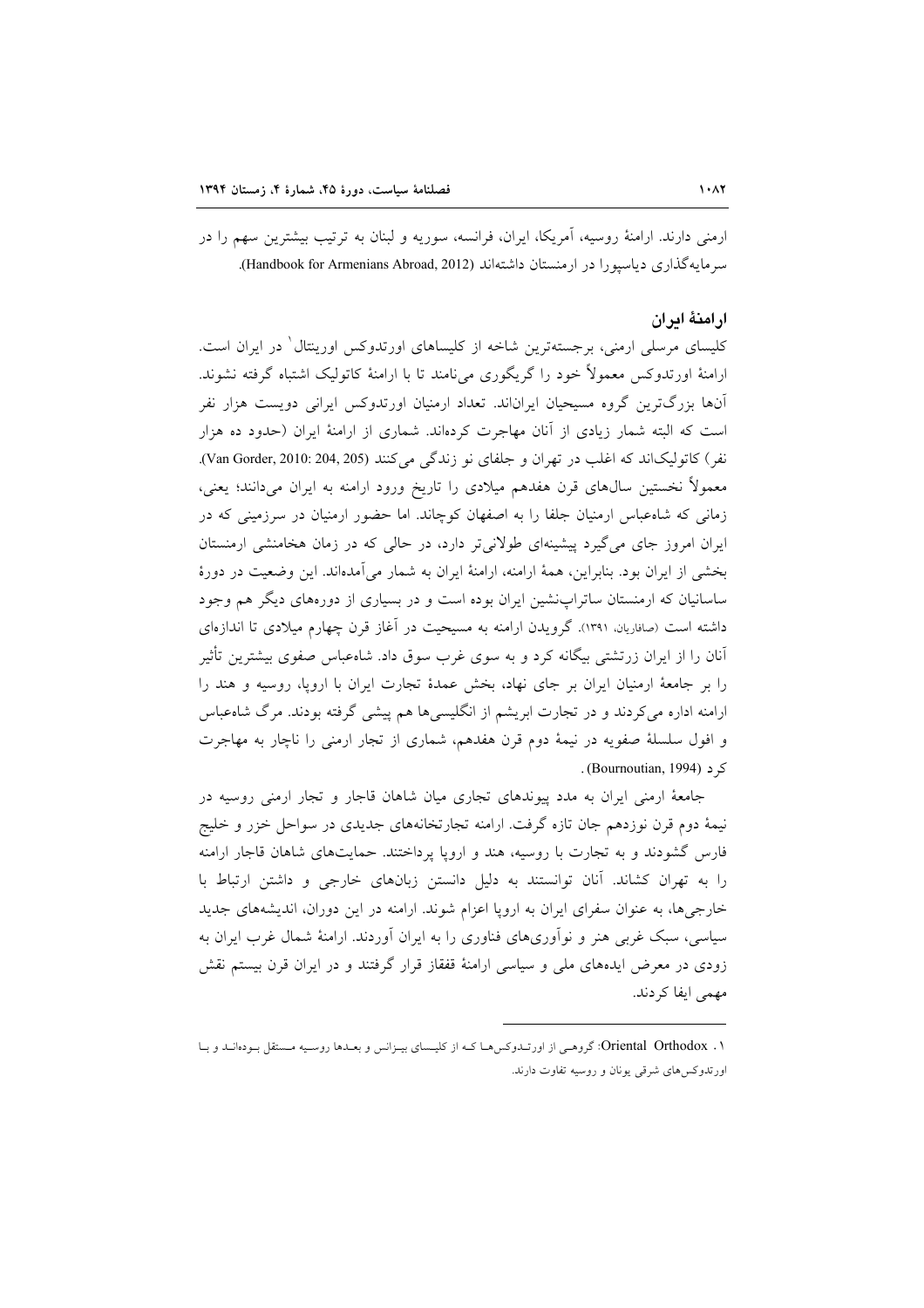ارمنی دارند. ارامنهٔ روسیه، آمریکا، ایران، فرانسه، سوریه و لبنان به ترتیب بیشترین سهم را در سرمایه‌گذاری دیاسپورا در ارمنستان داشته‌اند (Handbook for Armenians Abroad, 2012).

## ارامنهٔ ایران

کلیسای مرسلی ارمنی، برجسته‌ترین شاخه از کلیساهای اورتدوکس اورینتال[1] در ایران است. ارامنهٔ اورتدوکس معمولاً خود را گریگوری می‌نامند تا با ارامنهٔ کاتولیک اشتباه گرفته نشوند. آن‌ها بزرگ‌ترین گروه مسیحیان ایران‌اند. تعداد ارمنیان اورتدوکس ایرانی دویست هزار نفر است که البته شمار زیادی از آنان مهاجرت کرده‌اند. شماری از ارامنهٔ ایران (حدود ده هزار نفر) کاتولیک‌اند که اغلب در تهران و جلفای نو زندگی می‌کنند (Van Gorder, 2010: 204, 205). معمولاً نخستین سال‌های قرن هفدهم میلادی را تاریخ ورود ارامنه به ایران می‌دانند؛ یعنی، زمانی که شاه‌عباس ارمنیان جلفا را به اصفهان کوچاند. اما حضور ارمنیان در سرزمینی که در ایران امروز جای می‌گیرد پیشینه‌ای طولانی‌تر دارد، در حالی که در زمان هخامنشی ارمنستان بخشی از ایران بود. بنابراین، همهٔ ارامنه، ارامنهٔ ایران به شمار می‌آمده‌اند. این وضعیت در دورهٔ ساسانیان که ارمنستان ساتراپ‌نشین ایران بوده است و در بسیاری از دوره‌های دیگر هم وجود داشته است (صافاریان، ۱۳۹۱). گرویدن ارامنه به مسیحیت در آغاز قرن چهارم میلادی تا اندازه‌ای آنان را از ایران زرتشتی بیگانه کرد و به سوی غرب سوق داد. شاه‌عباس صفوی بیشترین تأثیر را بر جامعهٔ ارمنیان ایران بر جای نهاد، بخش عمدهٔ تجارت ایران با اروپا، روسیه و هند را ارامنه اداره می‌کردند و در تجارت ابریشم از انگلیسی‌ها هم پیشی گرفته بودند. مرگ شاه‌عباس و افول سلسلهٔ صفویه در نیمهٔ دوم قرن هفدهم، شماری از تجار ارمنی را ناچار به مهاجرت کرد (Bournoutian, 1994).

جامعهٔ ارمنی ایران به مدد پیوندهای تجاری میان شاهان قاجار و تجار ارمنی روسیه در نیمهٔ دوم قرن نوزدهم جان تازه گرفت. ارامنه تجارتخانه‌های جدیدی در سواحل خزر و خلیج فارس گشودند و به تجارت با روسیه، هند و اروپا پرداختند. حمایت‌های شاهان قاجار ارامنه را به تهران کشاند. آنان توانستند به دلیل دانستن زبان‌های خارجی و داشتن ارتباط با خارجی‌ها، به عنوان سفرای ایران به اروپا اعزام شوند. ارامنه در این دوران، اندیشه‌های جدید سیاسی، سبک غربی هنر و نوآوری‌های فناوری را به ایران آوردند. ارامنهٔ شمال غرب ایران به زودی در معرض ایده‌های ملی و سیاسی ارامنهٔ قفقاز قرار گرفتند و در ایران قرن بیستم نقش مهمی ایفا کردند.

---

[1] Oriental Orthodox: گروهی از اورتدوکس‌ها که از کلیسای بیزانس و بعدها روسیه مستقل بوده‌اند و با اورتدوکس‌های شرقی یونان و روسیه تفاوت دارند.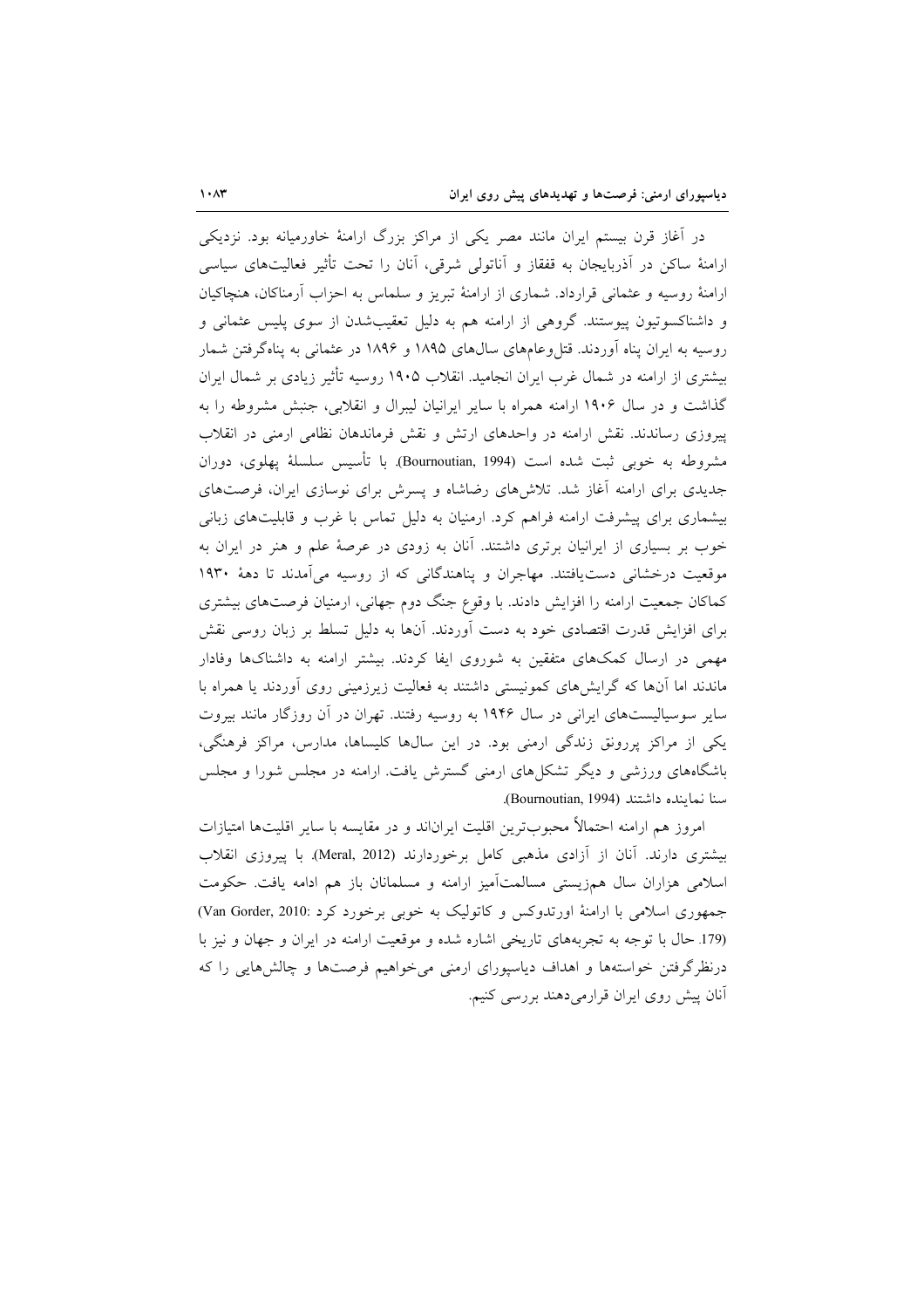در آغاز قرن بیستم ایران مانند مصر یکی از مراکز بزرگ ارامنهٔ خاورمیانه بود. نزدیکی ارامنهٔ ساکن در آذربایجان به قفقاز و آناتولی شرقی، آنان را تحت تأثیر فعالیت‌های سیاسی ارامنهٔ روسیه و عثمانی قرارداد. شماری از ارامنهٔ تبریز و سلماس به احزاب آرمناکان، هنچاکیان و داشناکسوتیون پیوستند. گروهی از ارامنه هم به دلیل تعقیب‌شدن از سوی پلیس عثمانی و روسیه به ایران پناه آوردند. قتل‌وعام‌های سال‌های ۱۸۹۵ و ۱۸۹۶ در عثمانی به پناه‌گرفتن شمار بیشتری از ارامنه در شمال غرب ایران انجامید. انقلاب ۱۹۰۵ روسیه تأثیر زیادی بر شمال ایران گذاشت و در سال ۱۹۰۶ ارامنه همراه با سایر ایرانیان لیبرال و انقلابی، جنبش مشروطه را به پیروزی رساندند. نقش ارامنه در واحدهای ارتش و نقش فرماندهان نظامی ارمنی در انقلاب مشروطه به خوبی ثبت شده است (Bournoutian, 1994). با تأسیس سلسلهٔ پهلوی، دوران جدیدی برای ارامنه آغاز شد. تلاش‌های رضاشاه و پسرش برای نوسازی ایران، فرصت‌های بیشماری برای پیشرفت ارامنه فراهم کرد. ارمنیان به دلیل تماس با غرب و قابلیت‌های زبانی خوب بر بسیاری از ایرانیان برتری داشتند. آنان به زودی در عرصهٔ علم و هنر در ایران به موقعیت درخشانی دست‌یافتند. مهاجران و پناهندگانی که از روسیه می‌آمدند تا دههٔ ۱۹۳۰ کماکان جمعیت ارامنه را افزایش دادند. با وقوع جنگ دوم جهانی، ارمنیان فرصت‌های بیشتری برای افزایش قدرت اقتصادی خود به دست آوردند. آن‌ها به دلیل تسلط بر زبان روسی نقش مهمی در ارسال کمک‌های متفقین به شوروی ایفا کردند. بیشتر ارامنه به داشناک‌ها وفادار ماندند اما آن‌ها که گرایش‌های کمونیستی داشتند به فعالیت زیرزمینی روی آوردند یا همراه با سایر سوسیالیست‌های ایرانی در سال ۱۹۴۶ به روسیه رفتند. تهران در آن روزگار مانند بیروت یکی از مراکز پررونق زندگی ارمنی بود. در این سال‌ها کلیساها، مدارس، مراکز فرهنگی، باشگاه‌های ورزشی و دیگر تشکل‌های ارمنی گسترش یافت. ارامنه در مجلس شورا و مجلس سنا نماینده داشتند (Bournoutian, 1994).

امروز هم ارامنه احتمالاً محبوب‌ترین اقلیت ایران‌اند و در مقایسه با سایر اقلیت‌ها امتیازات بیشتری دارند. آنان از آزادی مذهبی کامل برخوردارند (Meral, 2012). با پیروزی انقلاب اسلامی هزاران سال همزیستی مسالمت‌آمیز ارامنه و مسلمانان باز هم ادامه یافت. حکومت جمهوری اسلامی با ارامنهٔ اورتدوکس و کاتولیک به خوبی برخورد کرد (Van Gorder, 2010: 179). حال با توجه به تجربه‌های تاریخی اشاره شده و موقعیت ارامنه در ایران و جهان و نیز با درنظرگرفتن خواسته‌ها و اهداف دیاسپورای ارمنی می‌خواهیم فرصت‌ها و چالش‌هایی را که آنان پیش روی ایران قرارمی‌دهند بررسی کنیم.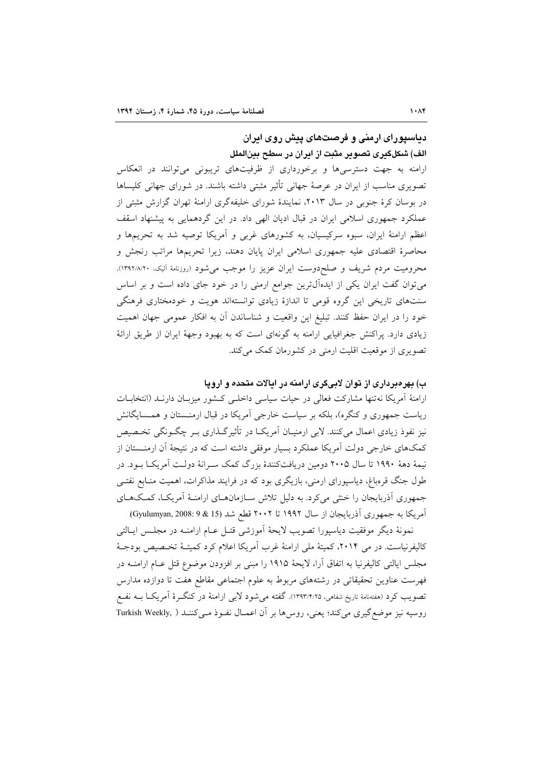## دیاسپورای ارمنی و فرصت‌های پیش روی ایران

### الف) شکل‌گیری تصویر مثبت از ایران در سطح بین‌الملل

ارامنه به جهت دسترسی‌ها و برخورداری از ظرفیت‌های تریبونی می‌توانند در انعکاس تصویری مناسب از ایران در عرصهٔ جهانی تأثیر مثبتی داشته باشند. در شورای جهانی کلیساها در بوسان کرهٔ جنوبی در سال ۲۰۱۳، نمایندهٔ شورای خلیفه‌گری ارامنهٔ تهران گزارش مثبتی از عملکرد جمهوری اسلامی ایران در قبال ادیان الهی داد. در این گردهمایی به پیشنهاد اسقف اعظم ارامنهٔ ایران، سبوه سرکیسیان، به کشورهای غربی و آمریکا توصیه شد به تحریم‌ها و محاصرهٔ اقتصادی علیه جمهوری اسلامی ایران پایان دهند، زیرا تحریم‌ها مراتب رنجش و محرومیت مردم شریف و صلح‌دوست ایران عزیز را موجب می‌شود (روزنامهٔ آلیک، ۱۳۹۲/۸/۲۰). می‌توان گفت ایران یکی از ایده‌آل‌ترین جوامع ارمنی را در خود جای داده است و بر اساس سنت‌های تاریخی این گروه قومی تا اندازهٔ زیادی توانسته‌اند هویت و خودمختاری فرهنگی خود را در ایران حفظ کنند. تبلیغ این واقعیت و شناساندن آن به افکار عمومی جهان اهمیت زیادی دارد. پراکنش جغرافیایی ارامنه به گونه‌ای است که به بهبود وجههٔ ایران از طریق ارائهٔ تصویری از موقعیت اقلیت ارمنی در کشورمان کمک می‌کند.

### ب) بهره‌برداری از توان لابی‌گری ارامنه در ایالات متحده و اروپا

ارامنهٔ آمریکا نه‌تنها مشارکت فعالی در حیات سیاسی داخلی کشور میزبان دارند (انتخابات ریاست جمهوری و کنگره)، بلکه بر سیاست خارجی آمریکا در قبال ارمنستان و همسایگانش نیز نفوذ زیادی اعمال می‌کنند. لابی ارمنیان آمریکا در تأثیرگذاری بر چگونگی تخصیص کمک‌های خارجی دولت آمریکا عملکرد بسیار موفقی داشته است که در نتیجهٔ آن ارمنستان از نیمهٔ دههٔ ۱۹۹۰ تا سال ۲۰۰۵ دومین دریافت‌کنندهٔ بزرگ کمک سرانهٔ دولت آمریکا بود. در طول جنگ قره‌باغ، دیاسپورای ارمنی، بازیگری بود که در فرایند مذاکرات، اهمیت منابع نفتی جمهوری آذربایجان را خنثی می‌کرد. به دلیل تلاش سازمان‌های ارامنهٔ آمریکا، کمک‌های آمریکا به جمهوری آذربایجان از سال ۱۹۹۲ تا ۲۰۰۲ قطع شد (Gyulumyan, 2008: 9 & 15).

نمونهٔ دیگر موفقیت دیاسپورا تصویب لایحهٔ آموزشی قتل عام ارامنه در مجلس ایالتی کالیفرنیاست. در می ۲۰۱۴، کمیتهٔ ملی ارامنهٔ غرب آمریکا اعلام کرد کمیتهٔ تخصیص بودجهٔ مجلس ایالتی کالیفرنیا به اتفاق آرا، لایحهٔ ۱۹۱۵ را مبنی بر افزودن موضوع قتل عام ارامنه در فهرست عناوین تحقیقاتی در رشته‌های مربوط به علوم اجتماعی مقاطع هفت تا دوازده مدارس تصویب کرد (هفته‌نامهٔ تاریخ شفاهی، ۱۳۹۳/۴/۲۵). گفته می‌شود لابی ارامنهٔ در کنگرهٔ آمریکا به نفع روسیه نیز موضع‌گیری می‌کند؛ یعنی، روس‌ها بر آن اعمال نفوذ می‌کنند (Turkish Weekly,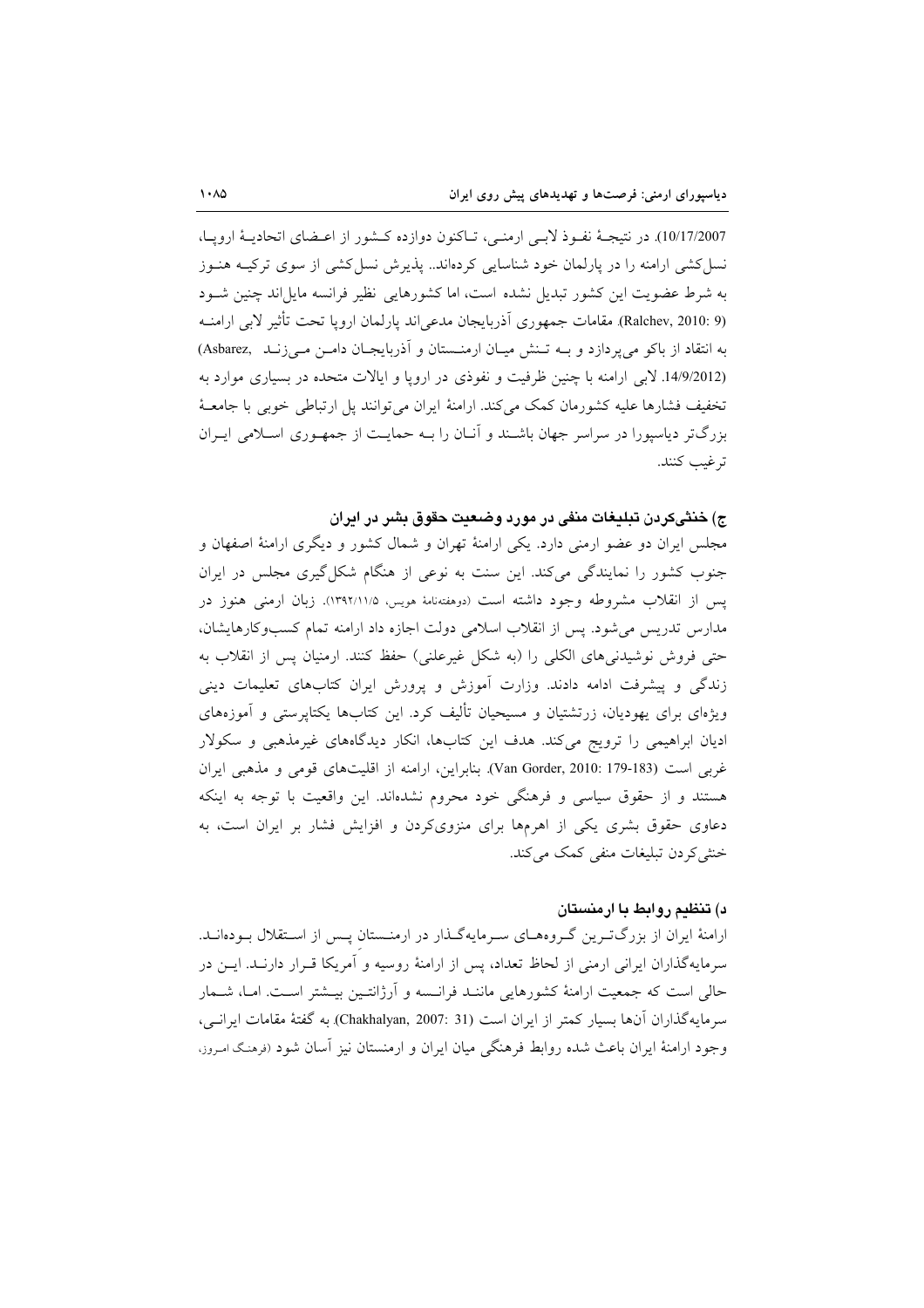10/17/2007). در نتیجهٔ نفوذ لابی ارمنی، تاکنون دوازده کشور از اعضای اتحادیهٔ اروپا، نسل‌کشی ارامنه را در پارلمان خود شناسایی کرده‌اند.. پذیرش نسل‌کشی از سوی ترکیه هنوز به شرط عضویت این کشور تبدیل نشده است، اما کشورهایی نظیر فرانسه مایل‌اند چنین شود (Ralchev, 2010: 9). مقامات جمهوری آذربایجان مدعی‌اند پارلمان اروپا تحت تأثیر لابی ارامنه به انتقاد از باکو می‌پردازد و به تنش میان ارمنستان و آذربایجان دامن می‌زند (Asbarez, 14/9/2012). لابی ارامنه با چنین ظرفیت و نفوذی در اروپا و ایالات متحده در بسیاری موارد به تخفیف فشارها علیه کشورمان کمک می‌کند. ارامنهٔ ایران می‌توانند پل ارتباطی خوبی با جامعهٔ بزرگ‌تر دیاسپورا در سراسر جهان باشند و آنان را به حمایت از جمهوری اسلامی ایران ترغیب کنند.

### ج) خنثی‌کردن تبلیغات منفی در مورد وضعیت حقوق بشر در ایران

مجلس ایران دو عضو ارمنی دارد. یکی ارامنهٔ تهران و شمال کشور و دیگری ارامنهٔ اصفهان و جنوب کشور را نمایندگی می‌کند. این سنت به نوعی از هنگام شکل‌گیری مجلس در ایران پس از انقلاب مشروطه وجود داشته است (دوهفته‌نامهٔ هویس، ۱۳۹۲/۱۱/۵). زبان ارمنی هنوز در مدارس تدریس می‌شود. پس از انقلاب اسلامی دولت اجازه داد ارامنه تمام کسب‌وکارهایشان، حتی فروش نوشیدنی‌های الکلی را (به شکل غیرعلنی) حفظ کنند. ارمنیان پس از انقلاب به زندگی و پیشرفت ادامه دادند. وزارت آموزش و پرورش ایران کتاب‌های تعلیمات دینی ویژه‌ای برای یهودیان، زرتشتیان و مسیحیان تألیف کرد. این کتاب‌ها یکتاپرستی و آموزه‌های ادیان ابراهیمی را ترویج می‌کند. هدف این کتاب‌ها، انکار دیدگاه‌های غیرمذهبی و سکولار غربی است (Van Gorder, 2010: 179-183). بنابراین، ارامنه از اقلیت‌های قومی و مذهبی ایران هستند و از حقوق سیاسی و فرهنگی خود محروم نشده‌اند. این واقعیت با توجه به اینکه دعاوی حقوق بشری یکی از اهرم‌ها برای منزوی‌کردن و افزایش فشار بر ایران است، به خنثی‌کردن تبلیغات منفی کمک می‌کند.

### د) تنظیم روابط با ارمنستان

ارامنهٔ ایران از بزرگ‌ترین گروه‌های سرمایه‌گذار در ارمنستان پس از استقلال بوده‌اند. سرمایه‌گذاران ایرانی ارمنی از لحاظ تعداد، پس از ارامنهٔ روسیه و آمریکا قرار دارند. این در حالی است که جمعیت ارامنهٔ کشورهایی مانند فرانسه و آرژانتین بیشتر است. اما، شمار سرمایه‌گذاران آن‌ها بسیار کمتر از ایران است (Chakhalyan, 2007: 31). به گفتهٔ مقامات ایرانی، وجود ارامنهٔ ایران باعث شده روابط فرهنگی میان ایران و ارمنستان نیز آسان شود (فرهنگ امروز،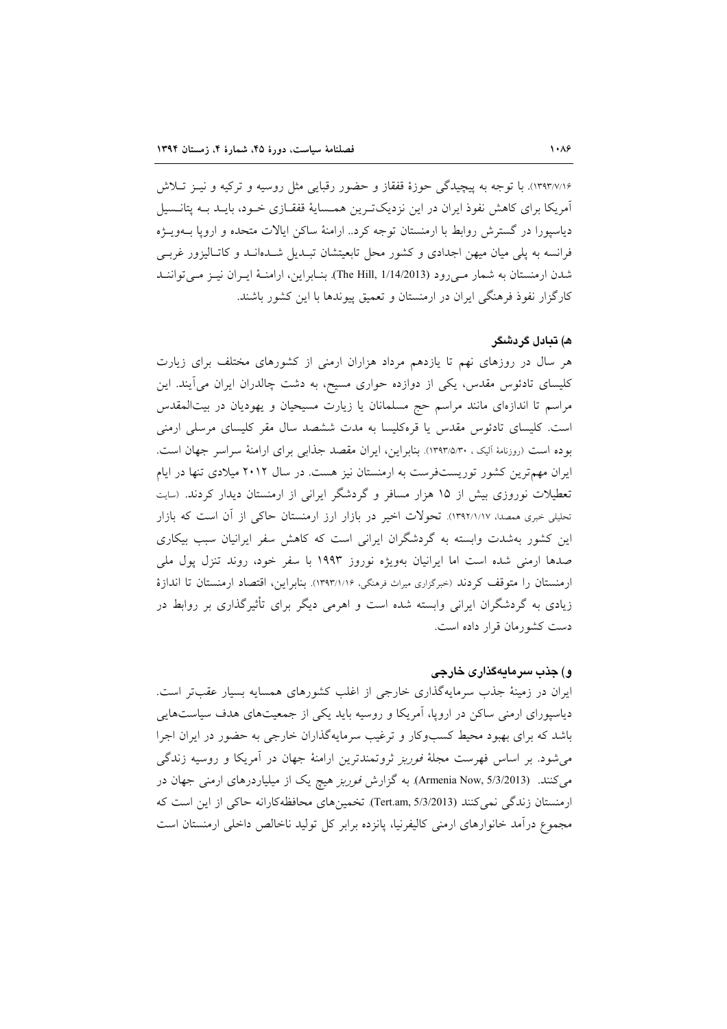۱۳۹۳/۷/۱۶). با توجه به پیچیدگی حوزهٔ قفقاز و حضور رقبایی مثل روسیه و ترکیه و نیز تلاش آمریکا برای کاهش نفوذ ایران در این نزدیک‌ترین همسایهٔ قفقازی خود، باید به پتانسیل دیاسپورا در گسترش روابط با ارمنستان توجه کرد.. ارامنهٔ ساکن ایالات متحده و اروپا به‌ویژه فرانسه به پلی میان میهن اجدادی و کشور محل تابعیتشان تبدیل شده‌اند و کاتالیزور غربی شدن ارمنستان به شمار می‌رود (The Hill, 1/14/2013). بنابراین، ارامنهٔ ایران نیز می‌توانند کارگزار نفوذ فرهنگی ایران در ارمنستان و تعمیق پیوندها با این کشور باشند.

### هـ) تبادل گردشگر

هر سال در روزهای نهم تا یازدهم مرداد هزاران ارمنی از کشورهای مختلف برای زیارت کلیسای تادئوس مقدس، یکی از دوازده حواری مسیح، به دشت چالدران ایران می‌آیند. این مراسم تا اندازه‌ای مانند مراسم حج مسلمانان یا زیارت مسیحیان و یهودیان در بیت‌المقدس است. کلیسای تادئوس مقدس یا قره‌کلیسا به مدت ششصد سال مقر کلیسای مرسلی ارمنی بوده است (روزنامهٔ آلیک، ۱۳۹۳/۵/۳۰). بنابراین، ایران مقصد جذابی برای ارامنهٔ سراسر جهان است. ایران مهم‌ترین کشور توریست‌فرست به ارمنستان نیز هست. در سال ۲۰۱۲ میلادی تنها در ایام تعطیلات نوروزی بیش از ۱۵ هزار مسافر و گردشگر ایرانی از ارمنستان دیدار کردند. (سایت تحلیلی خبری همصدا، ۱۳۹۲/۱/۱۷). تحولات اخیر در بازار ارز ارمنستان حاکی از آن است که بازار این کشور به‌شدت وابسته به گردشگران ایرانی است که کاهش سفر ایرانیان سبب بیکاری صدها ارمنی شده است اما ایرانیان به‌ویژه نوروز ۱۹۹۳ با سفر خود، روند تنزل پول ملی ارمنستان را متوقف کردند (خبرگزاری میراث فرهنگی، ۱۳۹۳/۱/۱۶). بنابراین، اقتصاد ارمنستان تا اندازهٔ زیادی به گردشگران ایرانی وابسته شده است و اهرمی دیگر برای تأثیرگذاری بر روابط در دست کشورمان قرار داده است.

### و) جذب سرمایه‌گذاری خارجی

ایران در زمینهٔ جذب سرمایه‌گذاری خارجی از اغلب کشورهای همسایه بسیار عقب‌تر است. دیاسپورای ارمنی ساکن در اروپا، آمریکا و روسیه باید یکی از جمعیت‌های هدف سیاست‌هایی باشد که برای بهبود محیط کسب‌وکار و ترغیب سرمایه‌گذاران خارجی به حضور در ایران اجرا می‌شود. بر اساس فهرست مجلهٔ *فوربز* ثروتمندترین ارامنهٔ جهان در آمریکا و روسیه زندگی می‌کنند. (Armenia Now, 5/3/2013). به گزارش *فوربز* هیچ یک از میلیاردرهای ارمنی جهان در ارمنستان زندگی نمی‌کنند (Tert.am, 5/3/2013). تخمین‌های محافظه‌کارانه حاکی از این است که مجموع درآمد خانوارهای ارمنی کالیفرنیا، پانزده برابر کل تولید ناخالص داخلی ارمنستان است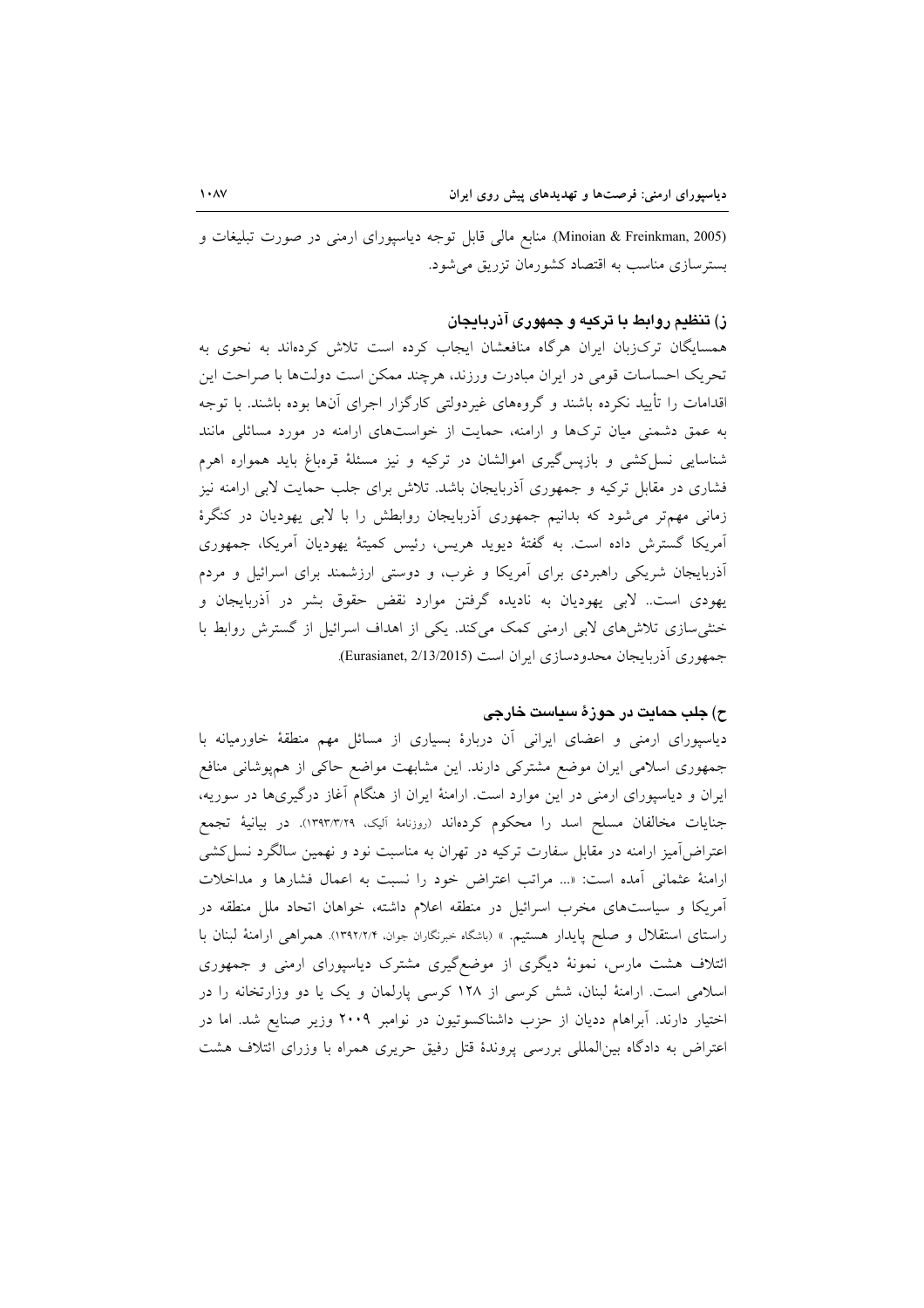(Minoian & Freinkman, 2005). منابع مالی قابل توجه دیاسپورای ارمنی در صورت تبلیغات و بسترسازی مناسب به اقتصاد کشورمان تزریق می‌شود.

### ز) تنظیم روابط با ترکیه و جمهوری آذربایجان

همسایگان ترک‌زبان ایران هرگاه منافعشان ایجاب کرده است تلاش کرده‌اند به نحوی به تحریک احساسات قومی در ایران مبادرت ورزند، هرچند ممکن است دولت‌ها با صراحت این اقدامات را تأیید نکرده باشند و گروه‌های غیردولتی کارگزار اجرای آن‌ها بوده باشند. با توجه به عمق دشمنی میان ترک‌ها و ارامنه، حمایت از خواست‌های ارامنه در مورد مسائلی مانند شناسایی نسل‌کشی و بازپس‌گیری اموالشان در ترکیه و نیز مسئلهٔ قره‌باغ باید همواره اهرم فشاری در مقابل ترکیه و جمهوری آذربایجان باشد. تلاش برای جلب حمایت لابی ارامنه نیز زمانی مهم‌تر می‌شود که بدانیم جمهوری آذربایجان روابطش را با لابی یهودیان در کنگرهٔ آمریکا گسترش داده است. به گفتهٔ دیوید هریس، رئیس کمیتهٔ یهودیان آمریکا، جمهوری آذربایجان شریکی راهبردی برای آمریکا و غرب، و دوستی ارزشمند برای اسرائیل و مردم یهودی است.. لابی یهودیان به نادیده گرفتن موارد نقض حقوق بشر در آذربایجان و خنثی‌سازی تلاش‌های لابی ارمنی کمک می‌کند. یکی از اهداف اسرائیل از گسترش روابط با جمهوری آذربایجان محدودسازی ایران است (Eurasianet, 2/13/2015).

### ح) جلب حمایت در حوزهٔ سیاست خارجی

دیاسپورای ارمنی و اعضای ایرانی آن دربارهٔ بسیاری از مسائل مهم منطقهٔ خاورمیانه با جمهوری اسلامی ایران موضع مشترکی دارند. این مشابهت مواضع حاکی از هم‌پوشانی منافع ایران و دیاسپورای ارمنی در این موارد است. ارامنهٔ ایران از هنگام آغاز درگیری‌ها در سوریه، جنایات مخالفان مسلح اسد را محکوم کرده‌اند (روزنامهٔ آلیک، ۱۳۹۳/۳/۲۹). در بیانیهٔ تجمع اعتراض‌آمیز ارامنه در مقابل سفارت ترکیه در تهران به مناسبت نود و نهمین سالگرد نسل‌کشی ارامنهٔ عثمانی آمده است: «... مراتب اعتراض خود را نسبت به اعمال فشارها و مداخلات آمریکا و سیاست‌های مخرب اسرائیل در منطقه اعلام داشته، خواهان اتحاد ملل منطقه در راستای استقلال و صلح پایدار هستیم. » (باشگاه خبرنگاران جوان، ۱۳۹۲/۲/۴). همراهی ارامنهٔ لبنان با ائتلاف هشت مارس، نمونهٔ دیگری از موضع‌گیری مشترک دیاسپورای ارمنی و جمهوری اسلامی است. ارامنهٔ لبنان، شش کرسی از ۱۲۸ کرسی پارلمان و یک یا دو وزارتخانه را در اختیار دارند. آبراهام ددیان از حزب داشناکسوتیون در نوامبر ۲۰۰۹ وزیر صنایع شد. اما در اعتراض به دادگاه بین‌المللی بررسی پروندهٔ قتل رفیق حریری همراه با وزرای ائتلاف هشت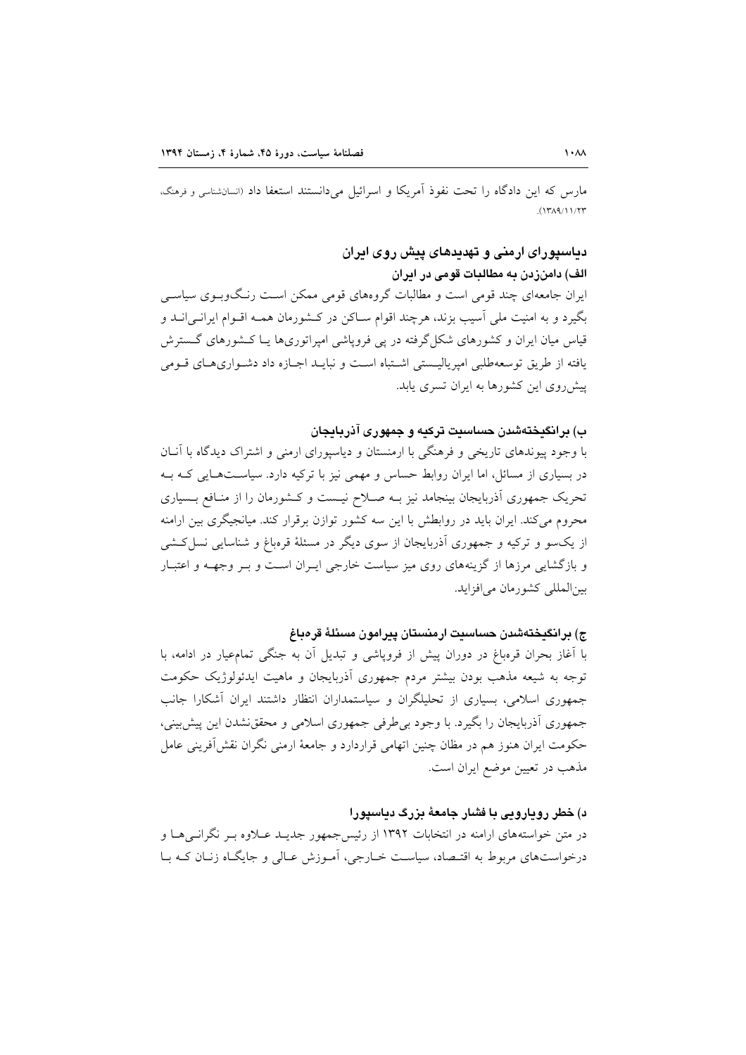مارس که این دادگاه را تحت نفوذ آمریکا و اسرائیل می‌دانستند استعفا داد (انسان‌شناسی و فرهنگ، ۱۳۸۹/۱۱/۲۳).

## دیاسپورای ارمنی و تهدیدهای پیش روی ایران

### الف) دامن‌زدن به مطالبات قومی در ایران

ایران جامعه‌ای چند قومی است و مطالبات گروه‌های قومی ممکن است رنگ‌وبوی سیاسی بگیرد و به امنیت ملی آسیب بزند، هرچند اقوام ساکن در کشورمان همه اقوام ایرانی‌اند و قیاس میان ایران و کشورهای شکل‌گرفته در پی فروپاشی امپراتوری‌ها یا کشورهای گسترش یافته از طریق توسعه‌طلبی امپریالیستی اشتباه است و نباید اجازه داد دشواری‌های قومی پیش‌روی این کشورها به ایران تسری یابد.

### ب) برانگیخته‌شدن حساسیت ترکیه و جمهوری آذربایجان

با وجود پیوندهای تاریخی و فرهنگی با ارمنستان و دیاسپورای ارمنی و اشتراک دیدگاه با آنان در بسیاری از مسائل، اما ایران روابط حساس و مهمی نیز با ترکیه دارد. سیاست‌هایی که به تحریک جمهوری آذربایجان بینجامد نیز به صلاح نیست و کشورمان را از منافع بسیاری محروم می‌کند. ایران باید در روابطش با این سه کشور توازن برقرار کند. میانجیگری بین ارامنه از یک‌سو و ترکیه و جمهوری آذربایجان از سوی دیگر در مسئلهٔ قره‌باغ و شناسایی نسل‌کشی و بازگشایی مرزها از گزینه‌های روی میز سیاست خارجی ایران است و بر وجهه و اعتبار بین‌المللی کشورمان می‌افزاید.

### ج) برانگیخته‌شدن حساسیت ارمنستان پیرامون مسئلهٔ قره‌باغ

با آغاز بحران قره‌باغ در دوران پیش از فروپاشی و تبدیل آن به جنگی تمام‌عیار در ادامه، با توجه به شیعه مذهب بودن بیشتر مردم جمهوری آذربایجان و ماهیت ایدئولوژیک حکومت جمهوری اسلامی، بسیاری از تحلیلگران و سیاستمداران انتظار داشتند ایران آشکارا جانب جمهوری آذربایجان را بگیرد. با وجود بی‌طرفی جمهوری اسلامی و محقق‌نشدن این پیش‌بینی، حکومت ایران هنوز هم در مظان چنین اتهامی قراردارد و جامعهٔ ارمنی نگران نقش‌آفرینی عامل مذهب در تعیین موضع ایران است.

### د) خطر رویارویی با فشار جامعهٔ بزرگ دیاسپورا

در متن خواسته‌های ارامنه در انتخابات ۱۳۹۲ از رئیس‌جمهور جدید علاوه بر نگرانی‌ها و درخواست‌های مربوط به اقتصاد، سیاست خارجی، آموزش عالی و جایگاه زنان که با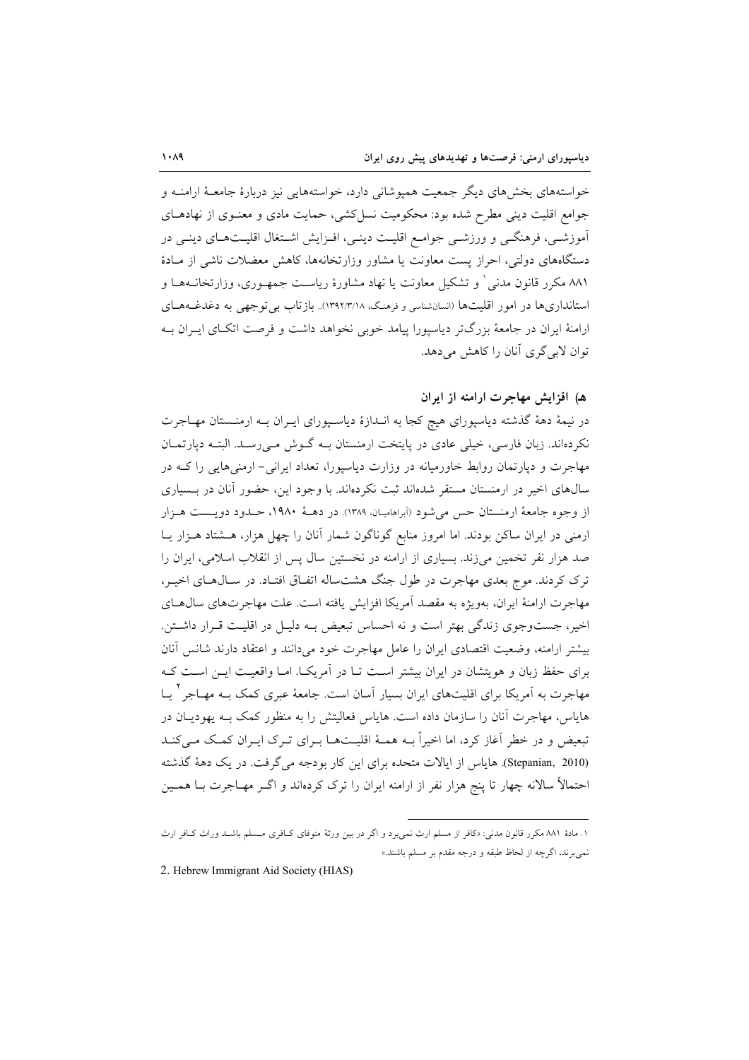خواسته‌های بخش‌های دیگر جمعیت همپوشانی دارد، خواسته‌هایی نیز دربارهٔ جامعهٔ ارامنه و جوامع اقلیت دینی مطرح شده بود: محکومیت نسل‌کشی، حمایت مادی و معنوی از نهادهای آموزشی، فرهنگی و ورزشی جوامع اقلیت دینی، افزایش اشتغال اقلیت‌های دینی در دستگاه‌های دولتی، احراز پست معاونت یا مشاور وزارتخانه‌ها، کاهش معضلات ناشی از مادهٔ ۸۸۱ مکرر قانون مدنی[1] و تشکیل معاونت یا نهاد مشاورهٔ ریاست جمهوری، وزارتخانه‌ها و استانداری‌ها در امور اقلیت‌ها (انسان‌شناسی و فرهنگ، ۱۳۹۲/۳/۱۸).. بازتاب بی‌توجهی به دغدغه‌های ارامنهٔ ایران در جامعهٔ بزرگ‌تر دیاسپورا پیامد خوبی نخواهد داشت و فرصت اتکای ایران به توان لابی‌گری آنان را کاهش می‌دهد.

### هـ) افزایش مهاجرت ارامنه از ایران

در نیمهٔ دههٔ گذشته دیاسپورای هیچ کجا به اندازهٔ دیاسپورای ایران به ارمنستان مهاجرت نکرده‌اند. زبان فارسی، خیلی عادی در پایتخت ارمنستان به گوش می‌رسد. البته دپارتمان مهاجرت و دپارتمان روابط خاورمیانه در وزارت دیاسپورا، تعداد ایرانی- ارمنی‌هایی را که در سال‌های اخیر در ارمنستان مستقر شده‌اند ثبت نکرده‌اند. با وجود این، حضور آنان در بسیاری از وجوه جامعهٔ ارمنستان حس می‌شود (آبراهامیان، ۱۳۸۹). در دههٔ ۱۹۸۰، حدود دویست هزار ارمنی در ایران ساکن بودند. اما امروز منابع گوناگون شمار آنان را چهل هزار، هشتاد هزار یا صد هزار نفر تخمین می‌زند. بسیاری از ارامنه در نخستین سال پس از انقلاب اسلامی، ایران را ترک کردند. موج بعدی مهاجرت در طول جنگ هشت‌ساله اتفاق افتاد. در سال‌های اخیر، مهاجرت ارامنهٔ ایران، به‌ویژه به مقصد آمریکا افزایش یافته است. علت مهاجرت‌های سال‌های اخیر، جست‌وجوی زندگی بهتر است و نه احساس تبعیض به دلیل در اقلیت قرار داشتن. بیشتر ارامنه، وضعیت اقتصادی ایران را عامل مهاجرت خود می‌دانند و اعتقاد دارند شانس آنان برای حفظ زبان و هویتشان در ایران بیشتر است تا در آمریکا. اما واقعیت این است که مهاجرت به آمریکا برای اقلیت‌های ایران بسیار آسان است. جامعهٔ عبری کمک به مهاجر[2] یا هایاس، مهاجرت آنان را سازمان داده است. هایاس فعالیتش را به منظور کمک به یهودیان در تبعیض و در خطر آغاز کرد، اما اخیراً به همهٔ اقلیت‌ها برای ترک ایران کمک می‌کند (Stepanian, 2010). هایاس از ایالات متحده برای این کار بودجه می‌گرفت. در یک دههٔ گذشته احتمالاً سالانه چهار تا پنج هزار نفر از ارامنه ایران را ترک کرده‌اند و اگر مهاجرت با همین

---

۱. مادهٔ ۸۸۱ مکرر قانون مدنی: «کافر از مسلم ارث نمی‌برد و اگر در بین ورثهٔ متوفای کافری مسلم باشد وراث کافر ارث نمی‌برند، اگرچه از لحاظ طبقه و درجه مقدم بر مسلم باشند.»

2. Hebrew Immigrant Aid Society (HIAS)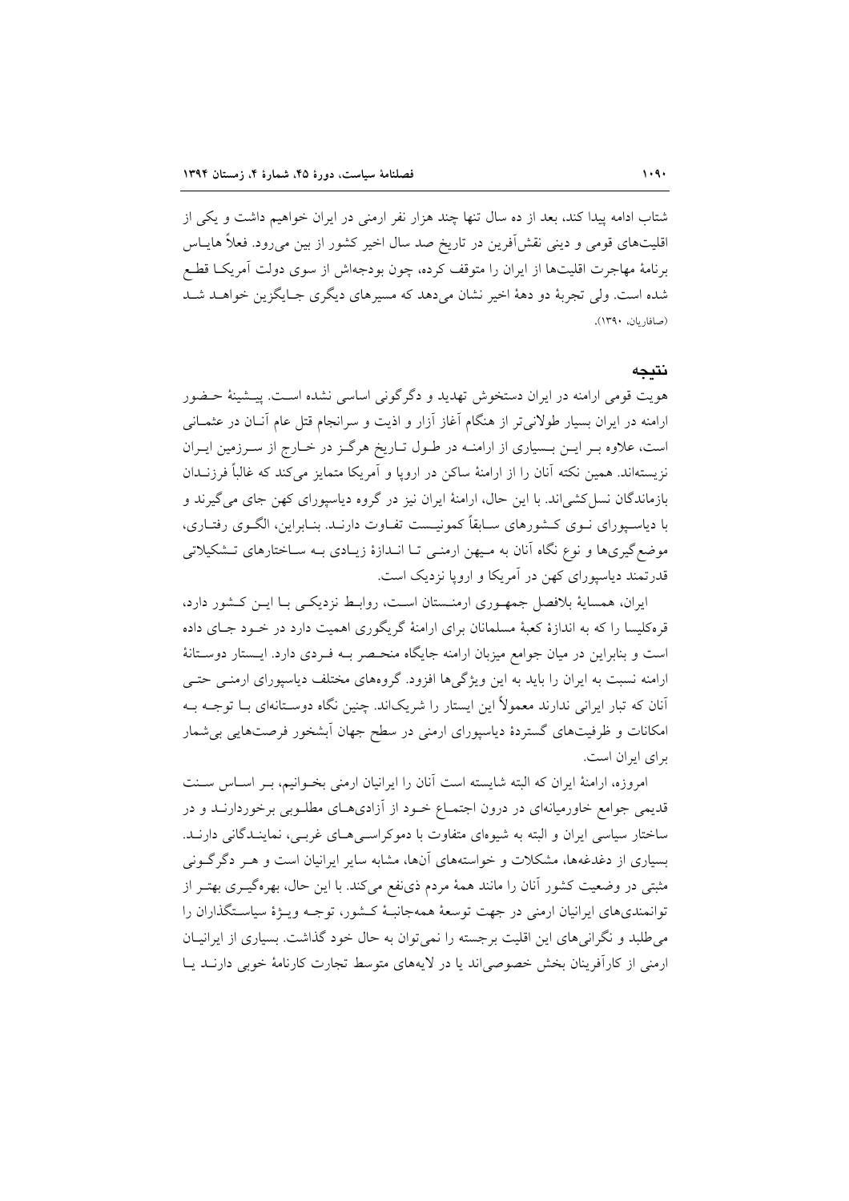شتاب ادامه پیدا کند، بعد از ده سال تنها چند هزار نفر ارمنی در ایران خواهیم داشت و یکی از اقلیت‌های قومی و دینی نقش‌آفرین در تاریخ صد سال اخیر کشور از بین می‌رود. فعلاً هایاس برنامهٔ مهاجرت اقلیت‌ها از ایران را متوقف کرده، چون بودجه‌اش از سوی دولت آمریکا قطع شده است. ولی تجربهٔ دو دههٔ اخیر نشان می‌دهد که مسیرهای دیگری جایگزین خواهد شد (صافاریان، ۱۳۹۰).

## نتیجه

هویت قومی ارامنه در ایران دستخوش تهدید و دگرگونی اساسی نشده است. پیشینهٔ حضور ارامنه در ایران بسیار طولانی‌تر از هنگام آغاز آزار و اذیت و سرانجام قتل عام آنان در عثمانی است، علاوه بر این بسیاری از ارامنه در طول تاریخ هرگز در خارج از سرزمین ایران نزیسته‌اند. همین نکته آنان را از ارامنهٔ ساکن در اروپا و آمریکا متمایز می‌کند که غالباً فرزندان بازماندگان نسل‌کشی‌اند. با این حال، ارامنهٔ ایران نیز در گروه دیاسپورای کهن جای می‌گیرند و با دیاسپورای نوی کشورهای سابقاً کمونیست تفاوت دارند. بنابراین، الگوی رفتاری، موضع‌گیری‌ها و نوع نگاه آنان به میهن ارمنی تا اندازهٔ زیادی به ساختارهای تشکیلاتی قدرتمند دیاسپورای کهن در آمریکا و اروپا نزدیک است.

ایران، همسایهٔ بلافصل جمهوری ارمنستان است، روابط نزدیکی با این کشور دارد، قره‌کلیسا را که به اندازهٔ کعبهٔ مسلمانان برای ارامنهٔ گریگوری اهمیت دارد در خود جای داده است و بنابراین در میان جوامع میزبان ارامنه جایگاه منحصر به فردی دارد. ایستار دوستانهٔ ارامنه نسبت به ایران را باید به این ویژگی‌ها افزود. گروه‌های مختلف دیاسپورای ارمنی حتی آنان که تبار ایرانی ندارند معمولاً این ایستار را شریک‌اند. چنین نگاه دوستانه‌ای با توجه به امکانات و ظرفیت‌های گستردهٔ دیاسپورای ارمنی در سطح جهان آبشخور فرصت‌هایی بی‌شمار برای ایران است.

امروزه، ارامنهٔ ایران که البته شایسته است آنان را ایرانیان ارمنی بخوانیم، بر اساس سنت قدیمی جوامع خاورمیانه‌ای در درون اجتماع خود از آزادی‌های مطلوبی برخوردارند و در ساختار سیاسی ایران و البته به شیوه‌ای متفاوت با دموکراسی‌های غربی، نمایندگانی دارند. بسیاری از دغدغه‌ها، مشکلات و خواسته‌های آن‌ها، مشابه سایر ایرانیان است و هر دگرگونی مثبتی در وضعیت کشور آنان را مانند همهٔ مردم ذی‌نفع می‌کند. با این حال، بهره‌گیری بهتر از توانمندی‌های ایرانیان ارمنی در جهت توسعهٔ همه‌جانبهٔ کشور، توجه ویژهٔ سیاستگذاران را می‌طلبد و نگرانی‌های این اقلیت برجسته را نمی‌توان به حال خود گذاشت. بسیاری از ایرانیان ارمنی از کارآفرینان بخش خصوصی‌اند یا در لایه‌های متوسط تجارت کارنامهٔ خوبی دارند یا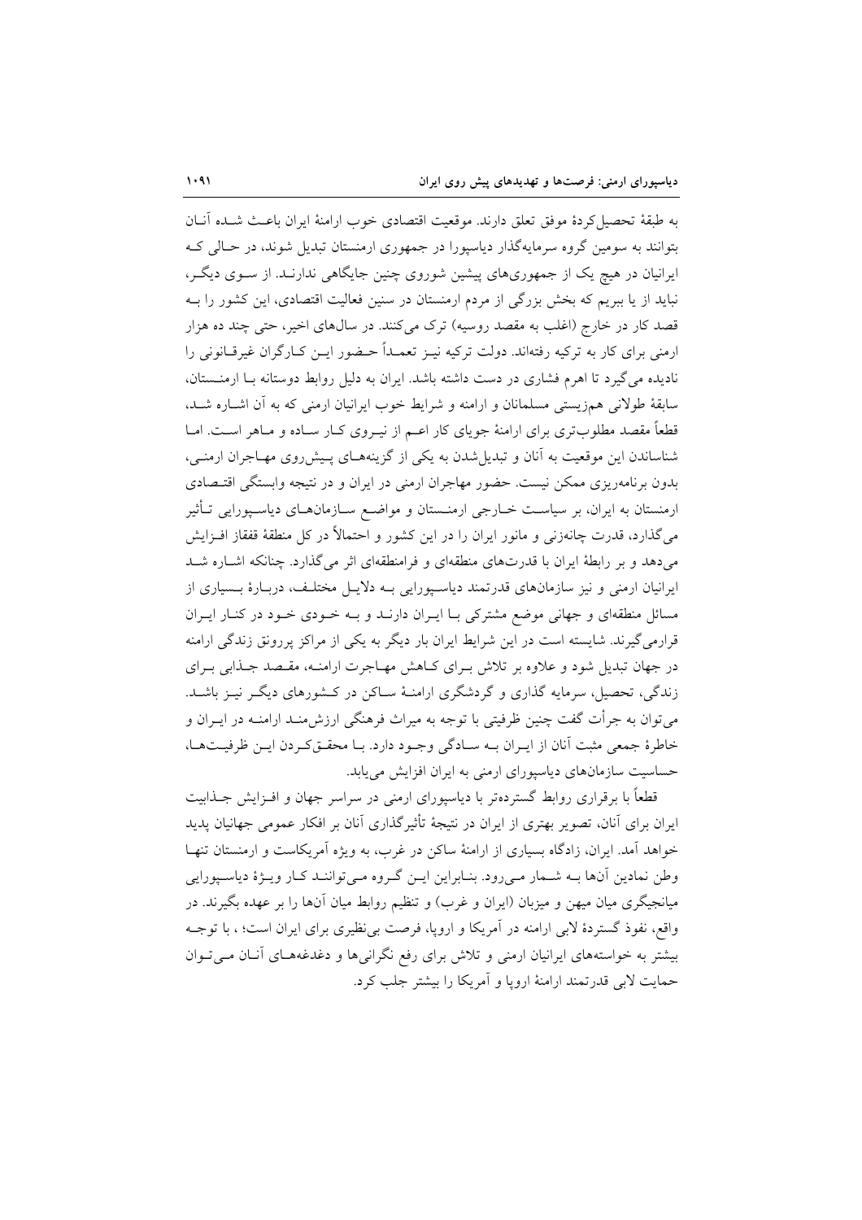به طبقهٔ تحصیل‌کردهٔ موفق تعلق دارند. موقعیت اقتصادی خوب ارامنهٔ ایران باعث شده آنان بتوانند به سومین گروه سرمایه‌گذار دیاسپورا در جمهوری ارمنستان تبدیل شوند، در حالی که ایرانیان در هیچ یک از جمهوری‌های پیشین شوروی چنین جایگاهی ندارند. از سوی دیگر، نباید از یا ببریم که بخش بزرگی از مردم ارمنستان در سنین فعالیت اقتصادی، این کشور را به قصد کار در خارج (اغلب به مقصد روسیه) ترک می‌کنند. در سال‌های اخیر، حتی چند ده هزار ارمنی برای کار به ترکیه رفته‌اند. دولت ترکیه نیز تعمداً حضور این کارگران غیرقانونی را نادیده می‌گیرد تا اهرم فشاری در دست داشته باشد. ایران به دلیل روابط دوستانه با ارمنستان، سابقهٔ طولانی هم‌زیستی مسلمانان و ارامنه و شرایط خوب ایرانیان ارمنی که به آن اشاره شد، قطعاً مقصد مطلوب‌تری برای ارامنهٔ جویای کار اعم از نیروی کار ساده و ماهر است. اما شناساندن این موقعیت به آنان و تبدیل‌شدن به یکی از گزینه‌های پیش‌روی مهاجران ارمنی، بدون برنامه‌ریزی ممکن نیست. حضور مهاجران ارمنی در ایران و در نتیجه وابستگی اقتصادی ارمنستان به ایران، بر سیاست خارجی ارمنستان و مواضع سازمان‌های دیاسپورایی تأثیر می‌گذارد، قدرت چانه‌زنی و مانور ایران را در این کشور و احتمالاً در کل منطقهٔ قفقاز افزایش می‌دهد و بر رابطهٔ ایران با قدرت‌های منطقه‌ای و فرامنطقه‌ای اثر می‌گذارد. چنانکه اشاره شد ایرانیان ارمنی و نیز سازمان‌های قدرتمند دیاسپورایی به دلایل مختلف، دربارهٔ بسیاری از مسائل منطقه‌ای و جهانی موضع مشترکی با ایران دارند و به خودی خود در کنار ایران قرارمی‌گیرند. شایسته است در این شرایط ایران بار دیگر به یکی از مراکز پررونق زندگی ارامنه در جهان تبدیل شود و علاوه بر تلاش برای کاهش مهاجرت ارامنه، مقصد جذابی برای زندگی، تحصیل، سرمایه گذاری و گردشگری ارامنهٔ ساکن در کشورهای دیگر نیز باشد. می‌توان به جرأت گفت چنین ظرفیتی با توجه به میراث فرهنگی ارزش‌مند ارامنه در ایران و خاطرهٔ جمعی مثبت آنان از ایران به سادگی وجود دارد. با محقق‌کردن این ظرفیت‌ها، حساسیت سازمان‌های دیاسپورای ارمنی به ایران افزایش می‌یابد.

قطعاً با برقراری روابط گسترده‌تر با دیاسپورای ارمنی در سراسر جهان و افزایش جذابیت ایران برای آنان، تصویر بهتری از ایران در نتیجهٔ تأثیرگذاری آنان بر افکار عمومی جهانیان پدید خواهد آمد. ایران، زادگاه بسیاری از ارامنهٔ ساکن در غرب، به ویژه آمریکاست و ارمنستان تنها وطن نمادین آنها به شمار می‌رود. بنابراین این گروه می‌توانند کار ویژهٔ دیاسپورایی میانجیگری میان میهن و میزبان (ایران و غرب) و تنظیم روابط میان آنها را بر عهده بگیرند. در واقع، نفوذ گستردهٔ لابی ارامنه در آمریکا و اروپا، فرصت بی‌نظیری برای ایران است؛ ، با توجه بیشتر به خواسته‌های ایرانیان ارمنی و تلاش برای رفع نگرانی‌ها و دغدغه‌های آنان می‌توان حمایت لابی قدرتمند ارامنهٔ اروپا و آمریکا را بیشتر جلب کرد.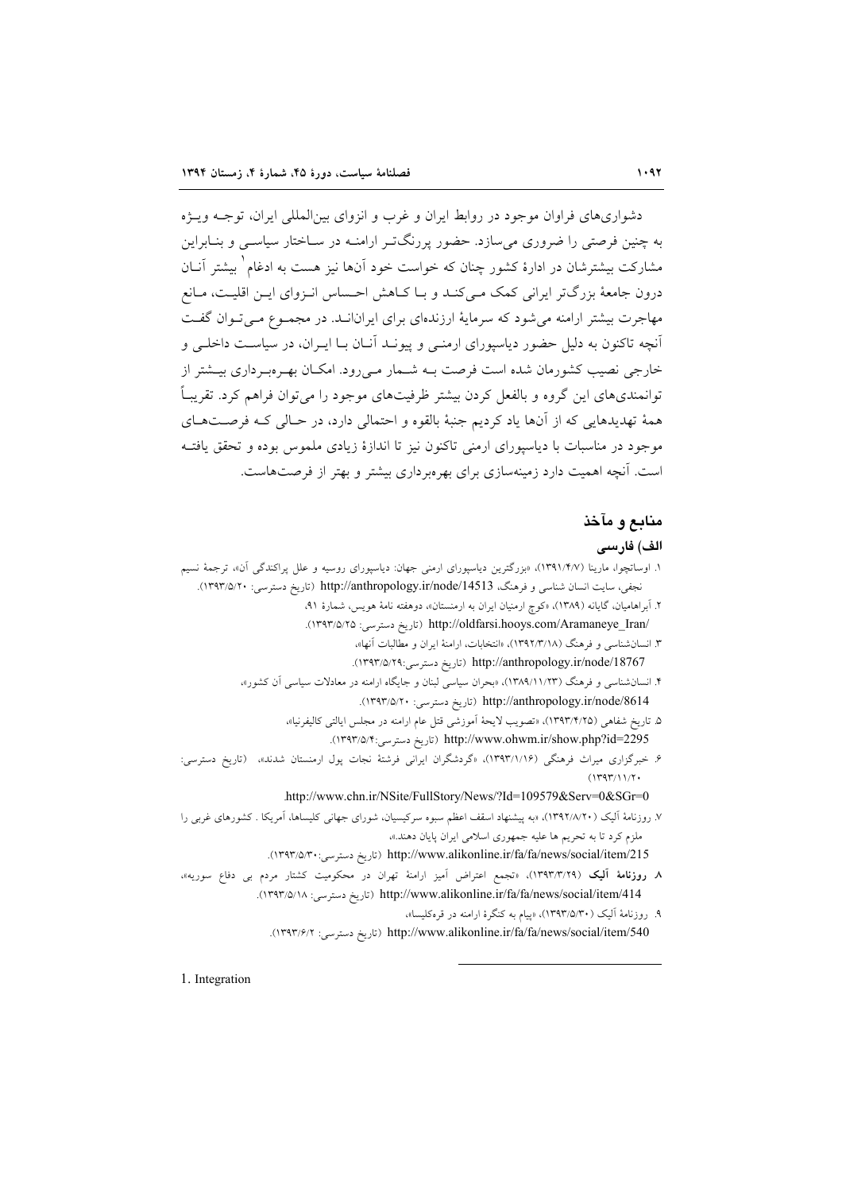دشواری‌های فراوان موجود در روابط ایران و غرب و انزوای بین‌المللی ایران، توجـه ویـژه به چنین فرصتی را ضروری می‌سازد. حضور پررنگ‌تـر ارامنـه در سـاختار سیاسـی و بنـابراین مشارکت بیشترشان در ادارهٔ کشور چنان که خواست خود آن‌ها نیز هست به ادغام[1] بیشتر آنـان درون جامعهٔ بزرگ‌تر ایرانی کمک مـی‌کنـد و بـا کـاهش احـساس انـزوای ایـن اقلیـت، مـانع مهاجرت بیشتر ارامنه می‌شود که سرمایهٔ ارزنده‌ای برای ایرانانـد. در مجمـوع مـی‌تـوان گفـت آنچه تاکنون به دلیل حضور دیاسپورای ارمنـی و پیونـد آنـان بـا ایـران، در سیاسـت داخلـی و خارجی نصیب کشورمان شده است فرصت بـه شـمار مـی‌رود. امکـان بهـره‌بـرداری بیـشتر از توانمندی‌های این گروه و بالفعل کردن بیشتر ظرفیت‌های موجود را می‌توان فراهم کرد. تقریبـاً همهٔ تهدیدهایی که از آن‌ها یاد کردیم جنبهٔ بالقوه و احتمالی دارد، در حـالی کـه فرصـت‌هـای موجود در مناسبات با دیاسپورای ارمنی تاکنون نیز تا اندازهٔ زیادی ملموس بوده و تحقق یافتـه است. آنچه اهمیت دارد زمینه‌سازی برای بهره‌برداری بیشتر و بهتر از فرصت‌هاست.

## منابع و مآخذ

### الف) فارسی

۱. اوساتچوا، مارینا (۱۳۹۱/۴/۷)، «بزرگترین دیاسپورای ارمنی جهان: دیاسپورای روسیه و علل پراکندگی آن»، ترجمهٔ نسیم نجفی، سایت انسان شناسی و فرهنگ، http://anthropology.ir/node/14513 (تاریخ دسترسی: ۱۳۹۳/۵/۲۰).

۲. آبراهامیان، گایانه (۱۳۸۹)، «کوچ ارمنیان ایران به ارمنستان»، دوهفته نامهٔ هویس، شمارهٔ ۹۱، http://oldfarsi.hooys.com/Aramaneye_Iran/ (تاریخ دسترسی: ۱۳۹۳/۵/۲۵).

۳. انسان‌شناسی و فرهنگ (۱۳۹۲/۳/۱۸)، «انتخابات، ارامنهٔ ایران و مطالبات آنها»، http://anthropology.ir/node/18767 (تاریخ دسترسی:۱۳۹۳/۵/۲۹).

۴. انسان‌شناسی و فرهنگ (۱۳۸۹/۱۱/۲۳)، «بحران سیاسی لبنان و جایگاه ارامنه در معادلات سیاسی آن کشور»، http://anthropology.ir/node/8614 (تاریخ دسترسی: ۱۳۹۳/۵/۲۰).

۵. تاریخ شفاهی (۱۳۹۳/۴/۲۵)، «تصویب لایحهٔ آموزشی قتل عام ارامنه در مجلس ایالتی کالیفرنیا»، http://www.ohwm.ir/show.php?id=2295 (تاریخ دسترسی:۱۳۹۳/۵/۴).

۶. خبرگزاری میراث فرهنگی (۱۳۹۳/۱/۱۶)، «گردشگران ایرانی فرشتهٔ نجات پول ارمنستان شدند»، (تاریخ دسترسی: ۱۳۹۳/۱۱/۲۰) http://www.chn.ir/NSite/FullStory/News/?Id=109579&Serv=0&SGr=0.

۷. روزنامهٔ آلیک (۱۳۹۲/۸/۲۰)، «به پیشنهاد اسقف اعظم سبوه سرکیسیان، شورای جهانی کلیساها، آمریکا . کشورهای غربی را ملزم کرد تا به تحریم ها علیه جمهوری اسلامی ایران پایان دهند.»، http://www.alikonline.ir/fa/fa/news/social/item/215 (تاریخ دسترسی:۱۳۹۳/۵/۳۰).

۸. **روزنامهٔ آلیک** (۱۳۹۳/۳/۲۹)، «تجمع اعتراض آمیز ارامنهٔ تهران در محکومیت کشتار مردم بی دفاع سوریه»، http://www.alikonline.ir/fa/fa/news/social/item/414 (تاریخ دسترسی: ۱۳۹۳/۵/۱۸).

۹. روزنامهٔ آلیک (۱۳۹۳/۵/۳۰)، «پیام به کنگرهٔ ارامنه در قره‌کلیسا»، http://www.alikonline.ir/fa/fa/news/social/item/540 (تاریخ دسترسی: ۱۳۹۳/۶/۲).

---

1. Integration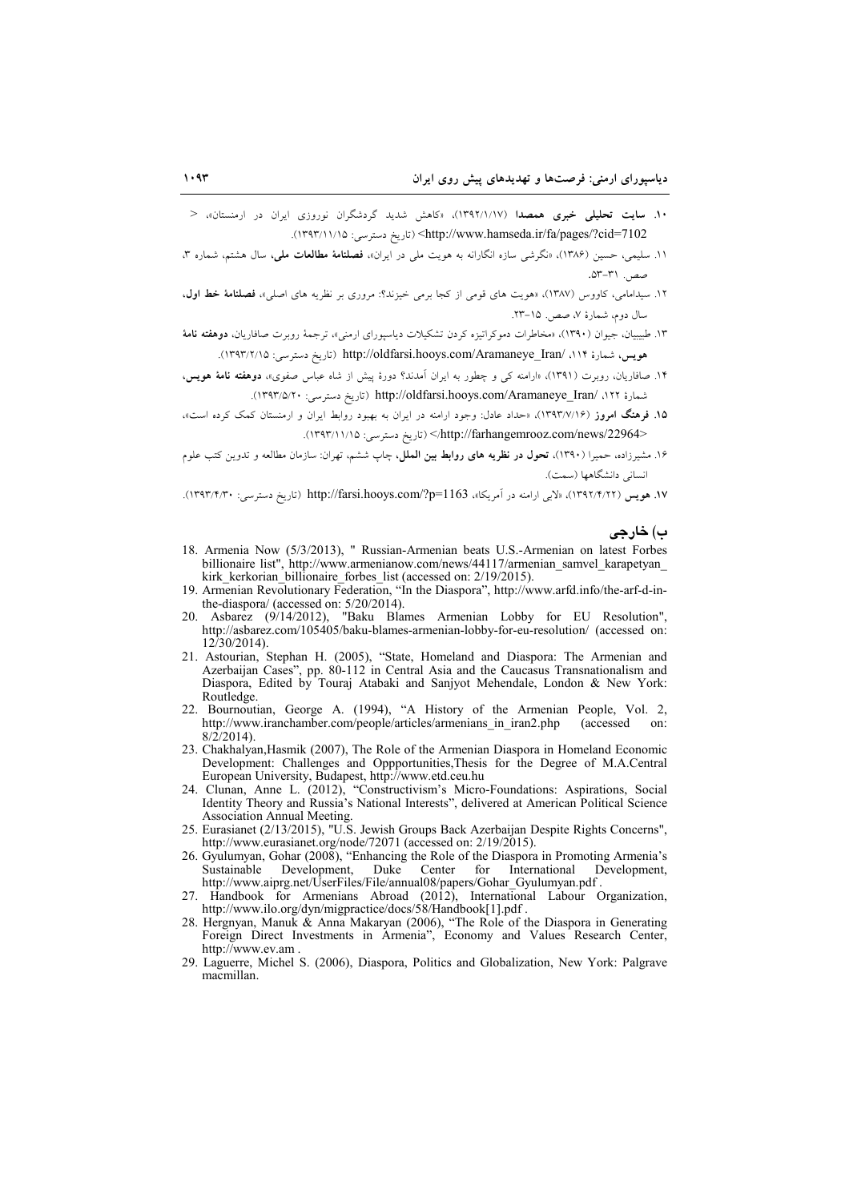۱۰. **سایت تحلیلی خبری همصدا** (۱۳۹۲/۱/۱۷)، «کاهش شدید گردشگران نوروزی ایران در ارمنستان»، <http://www.hamseda.ir/fa/pages/?cid=7102> (تاریخ دسترسی: ۱۳۹۳/۱۱/۱۵).

۱۱. سلیمی، حسین (۱۳۸۶)، «نگرشی سازه انگارانه به هویت ملی در ایران»، **فصلنامهٔ مطالعات ملی**، سال هشتم، شماره ۳، صص. ۳۱-۵۳.

۱۲. سیدامامی، کاووس (۱۳۸۷)، «هویت های قومی از کجا برمی خیزند؟: مروری بر نظریه های اصلی»، **فصلنامهٔ خط اول**، سال دوم، شمارهٔ ۷، صص. ۱۵-۲۳.

۱۳. طیبیان، جیوان (۱۳۹۰)، «مخاطرات دموکراتیزه کردن تشکیلات دیاسپورای ارمنی»، ترجمهٔ روبرت صافاریان، **دوهفته نامهٔ هویس**، شمارهٔ ۱۱۴، /http://oldfarsi.hooys.com/Aramaneye_Iran (تاریخ دسترسی: ۱۳۹۳/۲/۱۵).

۱۴. صافاریان، روبرت (۱۳۹۱)، «ارامنه کی و چطور به ایران آمدند؟ دورهٔ پیش از شاه عباس صفوی»، **دوهفته نامهٔ هویس**، شمارهٔ ۱۲۲، /http://oldfarsi.hooys.com/Aramaneye_Iran (تاریخ دسترسی: ۱۳۹۳/۵/۲۰).

۱۵. **فرهنگ امروز** (۱۳۹۳/۷/۱۶)، «حداد عادل: وجود ارامنه در ایران به بهبود روابط ایران و ارمنستان کمک کرده است»، </http://farhangemrooz.com/news/22964> (تاریخ دسترسی: ۱۳۹۳/۱۱/۱۵).

۱۶. مشیرزاده، حمیرا (۱۳۹۰)، **تحول در نظریه های روابط بین الملل**، چاپ ششم، تهران: سازمان مطالعه و تدوین کتب علوم انسانی دانشگاهها (سمت).

۱۷. **هویس** (۱۳۹۲/۴/۲۲)، «لابی ارامنه در آمریکا»، http://farsi.hooys.com/?p=1163 (تاریخ دسترسی: ۱۳۹۳/۴/۳۰).

## ب) خارجی

18. Armenia Now (5/3/2013), " Russian-Armenian beats U.S.-Armenian on latest Forbes billionaire list", http://www.armenianow.com/news/44117/armenian_samvel_karapetyan_kirk_kerkorian_billionaire_forbes_list (accessed on: 2/19/2015).
19. Armenian Revolutionary Federation, "In the Diaspora", http://www.arfd.info/the-arf-d-in-the-diaspora/ (accessed on: 5/20/2014).
20. Asbarez (9/14/2012), "Baku Blames Armenian Lobby for EU Resolution", http://asbarez.com/105405/baku-blames-armenian-lobby-for-eu-resolution/ (accessed on: 12/30/2014).
21. Astourian, Stephan H. (2005), "State, Homeland and Diaspora: The Armenian and Azerbaijan Cases", pp. 80-112 in Central Asia and the Caucasus Transnationalism and Diaspora, Edited by Touraj Atabaki and Sanjyot Mehendale, London & New York: Routledge.
22. Bournoutian, George A. (1994), "A History of the Armenian People, Vol. 2, http://www.iranchamber.com/people/articles/armenians_in_iran2.php (accessed on: 8/2/2014).
23. Chakhalyan,Hasmik (2007), The Role of the Armenian Diaspora in Homeland Economic Development: Challenges and Oppportunities,Thesis for the Degree of M.A.Central European University, Budapest, http://www.etd.ceu.hu
24. Clunan, Anne L. (2012), "Constructivism's Micro-Foundations: Aspirations, Social Identity Theory and Russia's National Interests", delivered at American Political Science Association Annual Meeting.
25. Eurasianet (2/13/2015), "U.S. Jewish Groups Back Azerbaijan Despite Rights Concerns", http://www.eurasianet.org/node/72071 (accessed on: 2/19/2015).
26. Gyulumyan, Gohar (2008), "Enhancing the Role of the Diaspora in Promoting Armenia's Sustainable Development, Duke Center for International Development, http://www.aiprg.net/UserFiles/File/annual08/papers/Gohar_Gyulumyan.pdf .
27. Handbook for Armenians Abroad (2012), International Labour Organization, http://www.ilo.org/dyn/migpractice/docs/58/Handbook[1].pdf .
28. Hergnyan, Manuk & Anna Makaryan (2006), "The Role of the Diaspora in Generating Foreign Direct Investments in Armenia", Economy and Values Research Center, http://www.ev.am .
29. Laguerre, Michel S. (2006), Diaspora, Politics and Globalization, New York: Palgrave macmillan.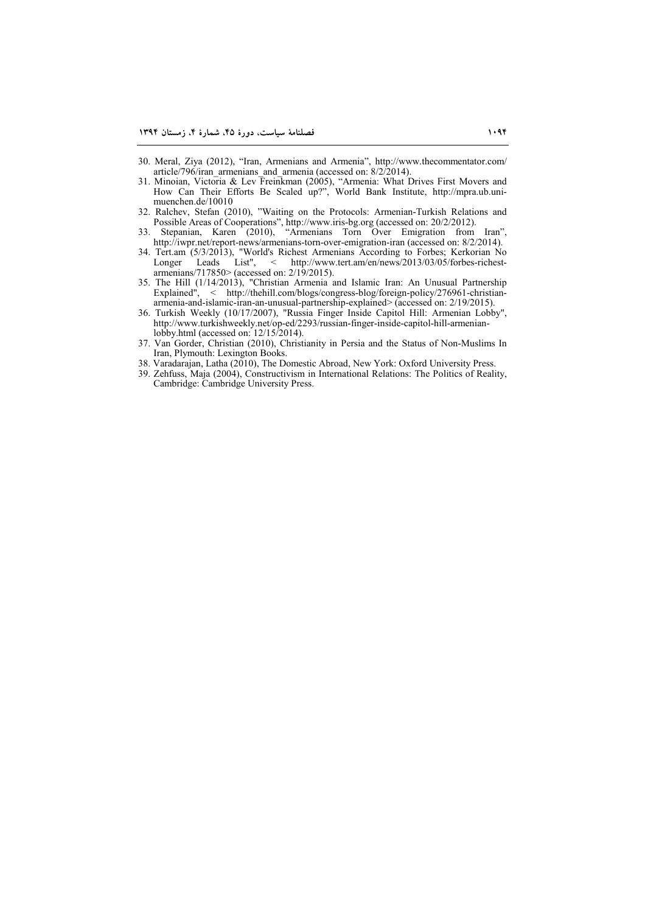30. Meral, Ziya (2012), “Iran, Armenians and Armenia”, http://www.thecommentator.com/article/796/iran_armenians_and_armenia (accessed on: 8/2/2014).
31. Minoian, Victoria & Lev Freinkman (2005), “Armenia: What Drives First Movers and How Can Their Efforts Be Scaled up?”, World Bank Institute, http://mpra.ub.uni-muenchen.de/10010
32. Ralchev, Stefan (2010), ”Waiting on the Protocols: Armenian-Turkish Relations and Possible Areas of Cooperations”, http://www.iris-bg.org (accessed on: 20/2/2012).
33. Stepanian, Karen (2010), “Armenians Torn Over Emigration from Iran”, http://iwpr.net/report-news/armenians-torn-over-emigration-iran (accessed on: 8/2/2014).
34. Tert.am (5/3/2013), "World's Richest Armenians According to Forbes; Kerkorian No Longer Leads List", < http://www.tert.am/en/news/2013/03/05/forbes-richest-armenians/717850> (accessed on: 2/19/2015).
35. The Hill (1/14/2013), "Christian Armenia and Islamic Iran: An Unusual Partnership Explained", < http://thehill.com/blogs/congress-blog/foreign-policy/276961-christian-armenia-and-islamic-iran-an-unusual-partnership-explained> (accessed on: 2/19/2015).
36. Turkish Weekly (10/17/2007), "Russia Finger Inside Capitol Hill: Armenian Lobby", http://www.turkishweekly.net/op-ed/2293/russian-finger-inside-capitol-hill-armenian-lobby.html (accessed on: 12/15/2014).
37. Van Gorder, Christian (2010), Christianity in Persia and the Status of Non-Muslims In Iran, Plymouth: Lexington Books.
38. Varadarajan, Latha (2010), The Domestic Abroad, New York: Oxford University Press.
39. Zehfuss, Maja (2004), Constructivism in International Relations: The Politics of Reality, Cambridge: Cambridge University Press.